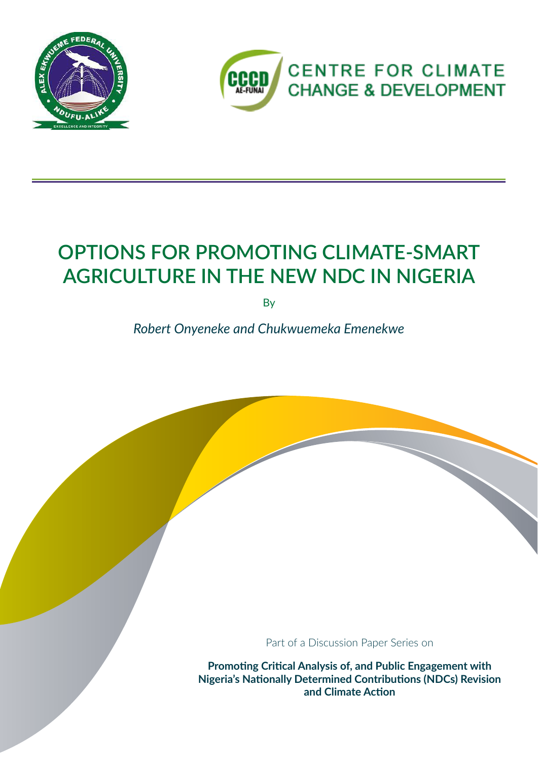CENTRE FOR CLIMATE CHANGE & DEVELOPMENT

# OPTIONS FOR PROMOTING CLIMATE-SMART AGRICULTURE IN THE NEW NDC IN NIGERIA

By

*Robert Onyeneke and Chukwuemeka Emenekwe*

Part of a Discussion Paper Series on

**Promoting Critical Analysis of, and Public Engagement with Nigeria's Nationally Determined Contributions (NDCs) Revision and Climate Action**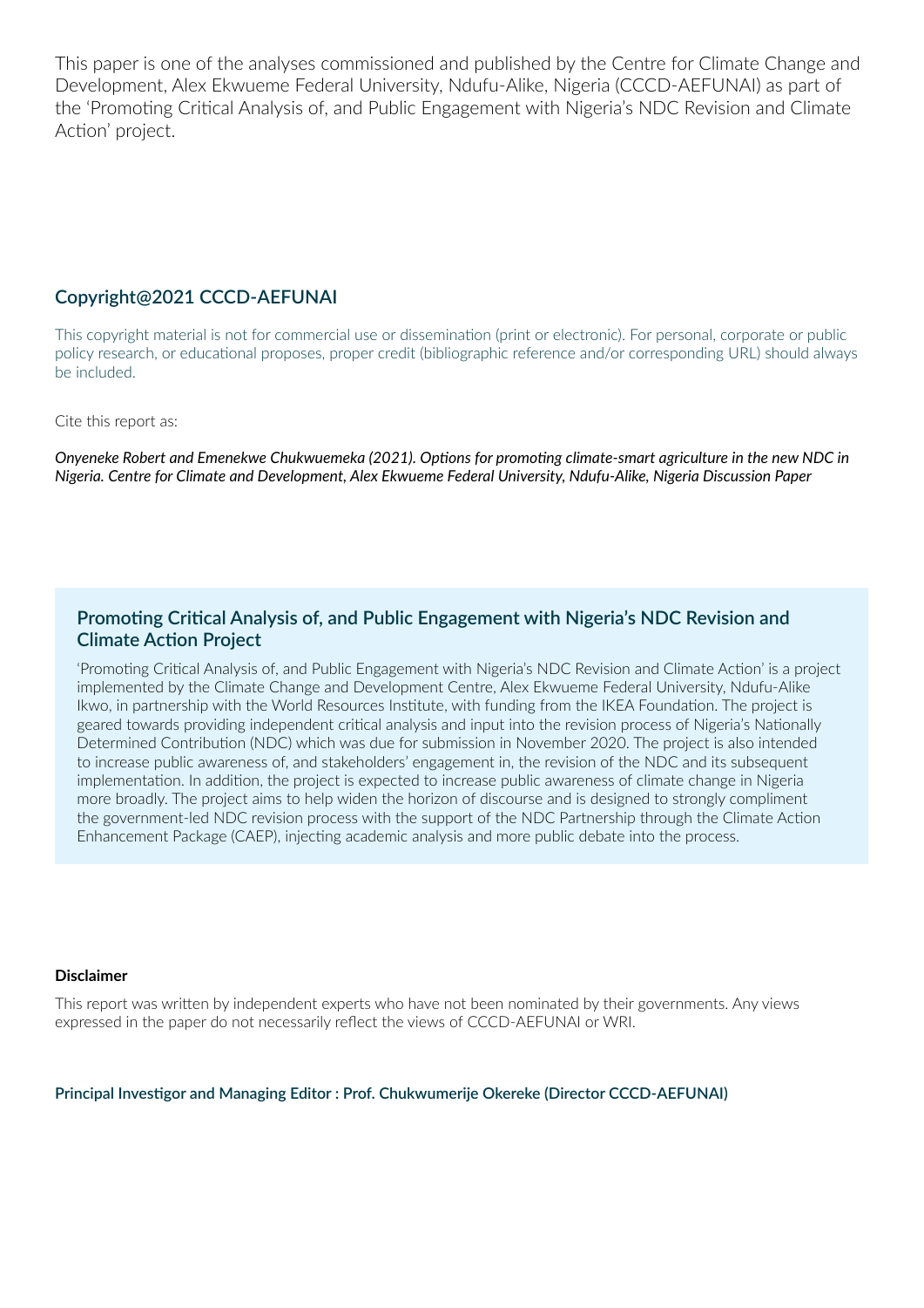This paper is one of the analyses commissioned and published by the Centre for Climate Change and Development, Alex Ekwueme Federal University, Ndufu-Alike, Nigeria (CCCD-AEFUNAI) as part of the 'Promoting Critical Analysis of, and Public Engagement with Nigeria's NDC Revision and Climate Action' project.

## Copyright@2021 CCCD-AEFUNAI

This copyright material is not for commercial use or dissemination (print or electronic). For personal, corporate or public policy research, or educational proposes, proper credit (bibliographic reference and/or corresponding URL) should always be included.

Cite this report as:

*Onyeneke Robert and Emenekwe Chukwuemeka (2021). Options for promoting climate-smart agriculture in the new NDC in Nigeria. Centre for Climate and Development, Alex Ekwueme Federal University, Ndufu-Alike, Nigeria Discussion Paper*

## Promoting Critical Analysis of, and Public Engagement with Nigeria's NDC Revision and Climate Action Project

'Promoting Critical Analysis of, and Public Engagement with Nigeria's NDC Revision and Climate Action' is a project implemented by the Climate Change and Development Centre, Alex Ekwueme Federal University, Ndufu-Alike Ikwo, in partnership with the World Resources Institute, with funding from the IKEA Foundation. The project is geared towards providing independent critical analysis and input into the revision process of Nigeria's Nationally Determined Contribution (NDC) which was due for submission in November 2020. The project is also intended to increase public awareness of, and stakeholders' engagement in, the revision of the NDC and its subsequent implementation. In addition, the project is expected to increase public awareness of climate change in Nigeria more broadly. The project aims to help widen the horizon of discourse and is designed to strongly compliment the government-led NDC revision process with the support of the NDC Partnership through the Climate Action Enhancement Package (CAEP), injecting academic analysis and more public debate into the process.

**Disclaimer**

This report was written by independent experts who have not been nominated by their governments. Any views expressed in the paper do not necessarily reflect the views of CCCD-AEFUNAI or WRI.

**Principal Investigor and Managing Editor : Prof. Chukwumerije Okereke (Director CCCD-AEFUNAI)**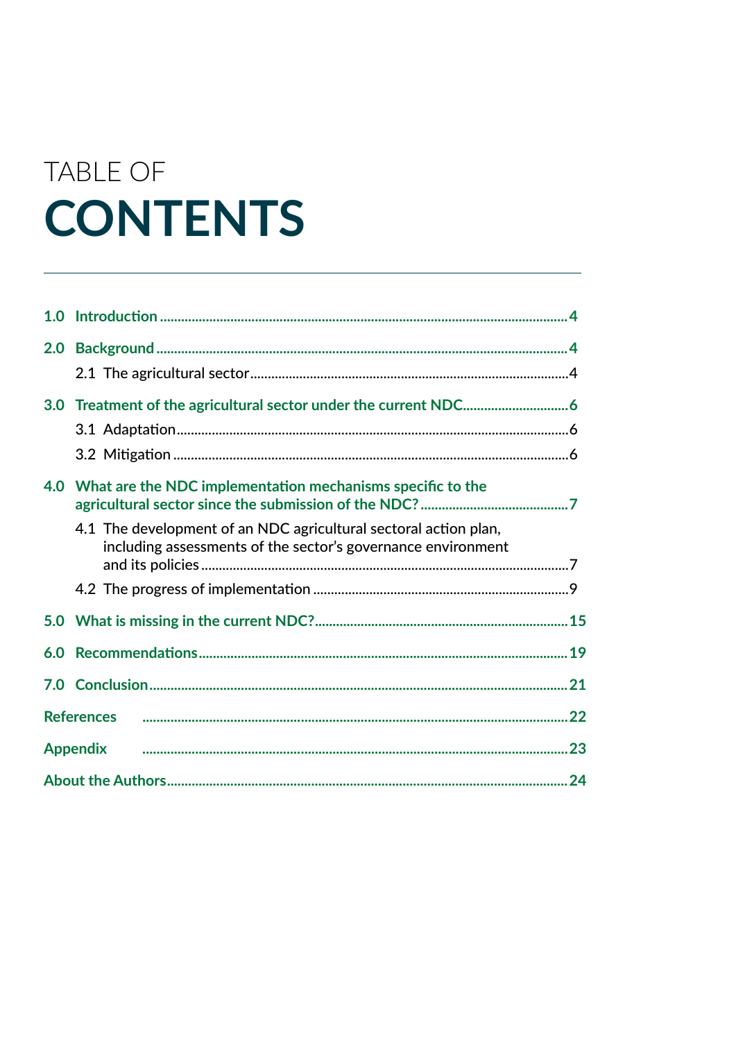# TABLE OF CONTENTS

| | |
|---|---|
| **1.0 Introduction** | **4** |
| **2.0 Background** | **4** |
| 2.1 The agricultural sector | 4 |
| **3.0 Treatment of the agricultural sector under the current NDC** | **6** |
| 3.1 Adaptation | 6 |
| 3.2 Mitigation | 6 |
| **4.0 What are the NDC implementation mechanisms specific to the agricultural sector since the submission of the NDC?** | **7** |
| 4.1 The development of an NDC agricultural sectoral action plan, including assessments of the sector's governance environment and its policies | 7 |
| 4.2 The progress of implementation | 9 |
| **5.0 What is missing in the current NDC?** | **15** |
| **6.0 Recommendations** | **19** |
| **7.0 Conclusion** | **21** |
| **References** | **22** |
| **Appendix** | **23** |
| **About the Authors** | **24** |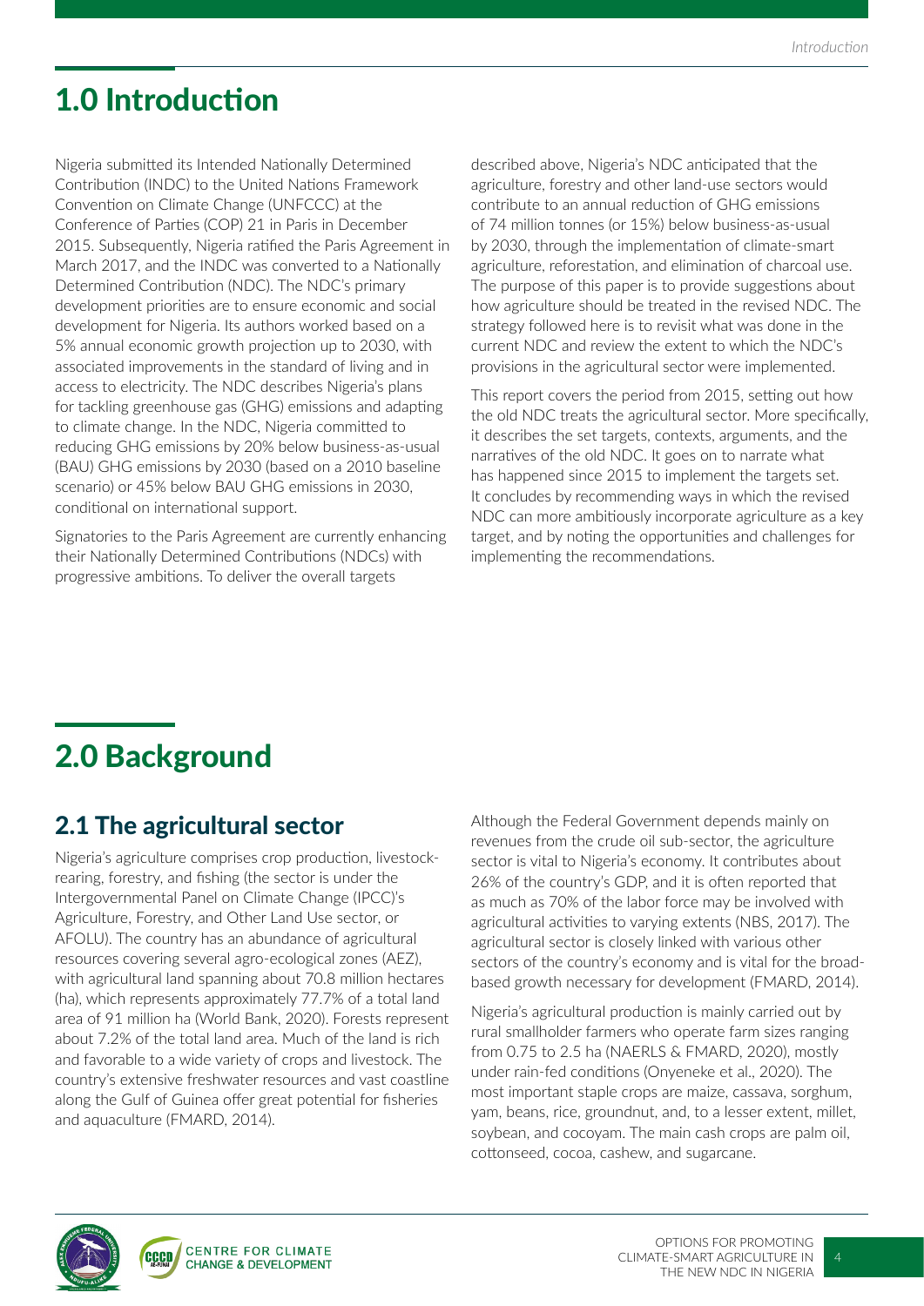# 1.0 Introduction

Nigeria submitted its Intended Nationally Determined Contribution (INDC) to the United Nations Framework Convention on Climate Change (UNFCCC) at the Conference of Parties (COP) 21 in Paris in December 2015. Subsequently, Nigeria ratified the Paris Agreement in March 2017, and the INDC was converted to a Nationally Determined Contribution (NDC). The NDC's primary development priorities are to ensure economic and social development for Nigeria. Its authors worked based on a 5% annual economic growth projection up to 2030, with associated improvements in the standard of living and in access to electricity. The NDC describes Nigeria's plans for tackling greenhouse gas (GHG) emissions and adapting to climate change. In the NDC, Nigeria committed to reducing GHG emissions by 20% below business-as-usual (BAU) GHG emissions by 2030 (based on a 2010 baseline scenario) or 45% below BAU GHG emissions in 2030, conditional on international support.

Signatories to the Paris Agreement are currently enhancing their Nationally Determined Contributions (NDCs) with progressive ambitions. To deliver the overall targets described above, Nigeria's NDC anticipated that the agriculture, forestry and other land-use sectors would contribute to an annual reduction of GHG emissions of 74 million tonnes (or 15%) below business-as-usual by 2030, through the implementation of climate-smart agriculture, reforestation, and elimination of charcoal use. The purpose of this paper is to provide suggestions about how agriculture should be treated in the revised NDC. The strategy followed here is to revisit what was done in the current NDC and review the extent to which the NDC's provisions in the agricultural sector were implemented.

This report covers the period from 2015, setting out how the old NDC treats the agricultural sector. More specifically, it describes the set targets, contexts, arguments, and the narratives of the old NDC. It goes on to narrate what has happened since 2015 to implement the targets set. It concludes by recommending ways in which the revised NDC can more ambitiously incorporate agriculture as a key target, and by noting the opportunities and challenges for implementing the recommendations.

# 2.0 Background

## 2.1 The agricultural sector

Nigeria's agriculture comprises crop production, livestock-rearing, forestry, and fishing (the sector is under the Intergovernmental Panel on Climate Change (IPCC)'s Agriculture, Forestry, and Other Land Use sector, or AFOLU). The country has an abundance of agricultural resources covering several agro-ecological zones (AEZ), with agricultural land spanning about 70.8 million hectares (ha), which represents approximately 77.7% of a total land area of 91 million ha (World Bank, 2020). Forests represent about 7.2% of the total land area. Much of the land is rich and favorable to a wide variety of crops and livestock. The country's extensive freshwater resources and vast coastline along the Gulf of Guinea offer great potential for fisheries and aquaculture (FMARD, 2014).

Although the Federal Government depends mainly on revenues from the crude oil sub-sector, the agriculture sector is vital to Nigeria's economy. It contributes about 26% of the country's GDP, and it is often reported that as much as 70% of the labor force may be involved with agricultural activities to varying extents (NBS, 2017). The agricultural sector is closely linked with various other sectors of the country's economy and is vital for the broad-based growth necessary for development (FMARD, 2014).

Nigeria's agricultural production is mainly carried out by rural smallholder farmers who operate farm sizes ranging from 0.75 to 2.5 ha (NAERLS & FMARD, 2020), mostly under rain-fed conditions (Onyeneke et al., 2020). The most important staple crops are maize, cassava, sorghum, yam, beans, rice, groundnut, and, to a lesser extent, millet, soybean, and cocoyam. The main cash crops are palm oil, cottonseed, cocoa, cashew, and sugarcane.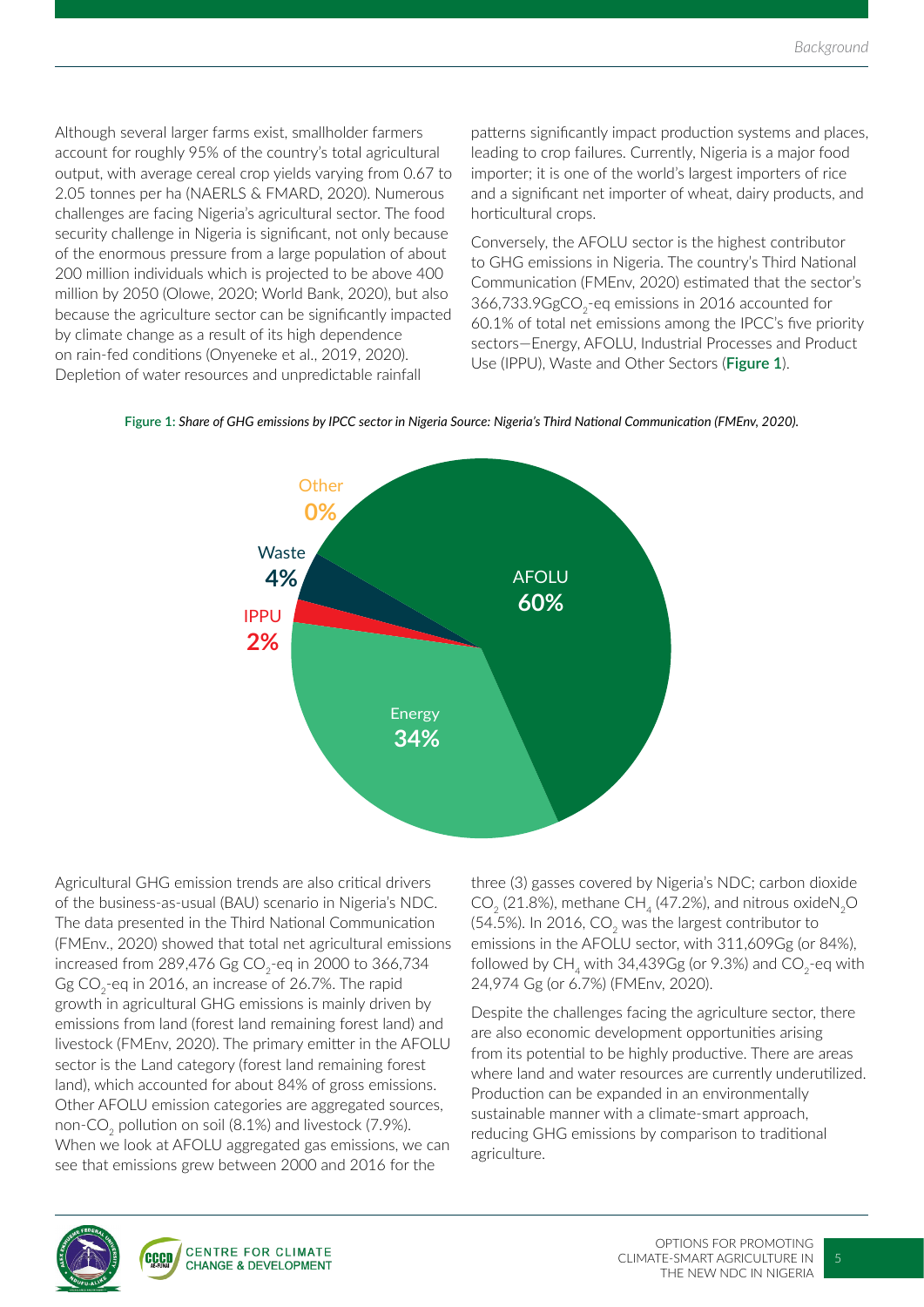Although several larger farms exist, smallholder farmers account for roughly 95% of the country's total agricultural output, with average cereal crop yields varying from 0.67 to 2.05 tonnes per ha (NAERLS & FMARD, 2020). Numerous challenges are facing Nigeria's agricultural sector. The food security challenge in Nigeria is significant, not only because of the enormous pressure from a large population of about 200 million individuals which is projected to be above 400 million by 2050 (Olowe, 2020; World Bank, 2020), but also because the agriculture sector can be significantly impacted by climate change as a result of its high dependence on rain-fed conditions (Onyeneke et al., 2019, 2020). Depletion of water resources and unpredictable rainfall patterns significantly impact production systems and places, leading to crop failures. Currently, Nigeria is a major food importer; it is one of the world's largest importers of rice and a significant net importer of wheat, dairy products, and horticultural crops.

Conversely, the AFOLU sector is the highest contributor to GHG emissions in Nigeria. The country's Third National Communication (FMEnv, 2020) estimated that the sector's 366,733.9Gg$CO_2$-eq emissions in 2016 accounted for 60.1% of total net emissions among the IPCC's five priority sectors—Energy, AFOLU, Industrial Processes and Product Use (IPPU), Waste and Other Sectors (**Figure 1**).

**Figure 1:** *Share of GHG emissions by IPCC sector in Nigeria Source: Nigeria's Third National Communication (FMEnv, 2020).*

Agricultural GHG emission trends are also critical drivers of the business-as-usual (BAU) scenario in Nigeria's NDC. The data presented in the Third National Communication (FMEnv., 2020) showed that total net agricultural emissions increased from 289,476 Gg $CO_2$-eq in 2000 to 366,734 Gg $CO_2$-eq in 2016, an increase of 26.7%. The rapid growth in agricultural GHG emissions is mainly driven by emissions from land (forest land remaining forest land) and livestock (FMEnv, 2020). The primary emitter in the AFOLU sector is the Land category (forest land remaining forest land), which accounted for about 84% of gross emissions. Other AFOLU emission categories are aggregated sources, non-$CO_2$ pollution on soil (8.1%) and livestock (7.9%). When we look at AFOLU aggregated gas emissions, we can see that emissions grew between 2000 and 2016 for the three (3) gasses covered by Nigeria's NDC; carbon dioxide $CO_2$ (21.8%), methane $CH_4$ (47.2%), and nitrous oxide$N_2O$ (54.5%). In 2016, $CO_2$ was the largest contributor to emissions in the AFOLU sector, with 311,609Gg (or 84%), followed by $CH_4$ with 34,439Gg (or 9.3%) and $CO_2$-eq with 24,974 Gg (or 6.7%) (FMEnv, 2020).

Despite the challenges facing the agriculture sector, there are also economic development opportunities arising from its potential to be highly productive. There are areas where land and water resources are currently underutilized. Production can be expanded in an environmentally sustainable manner with a climate-smart approach, reducing GHG emissions by comparison to traditional agriculture.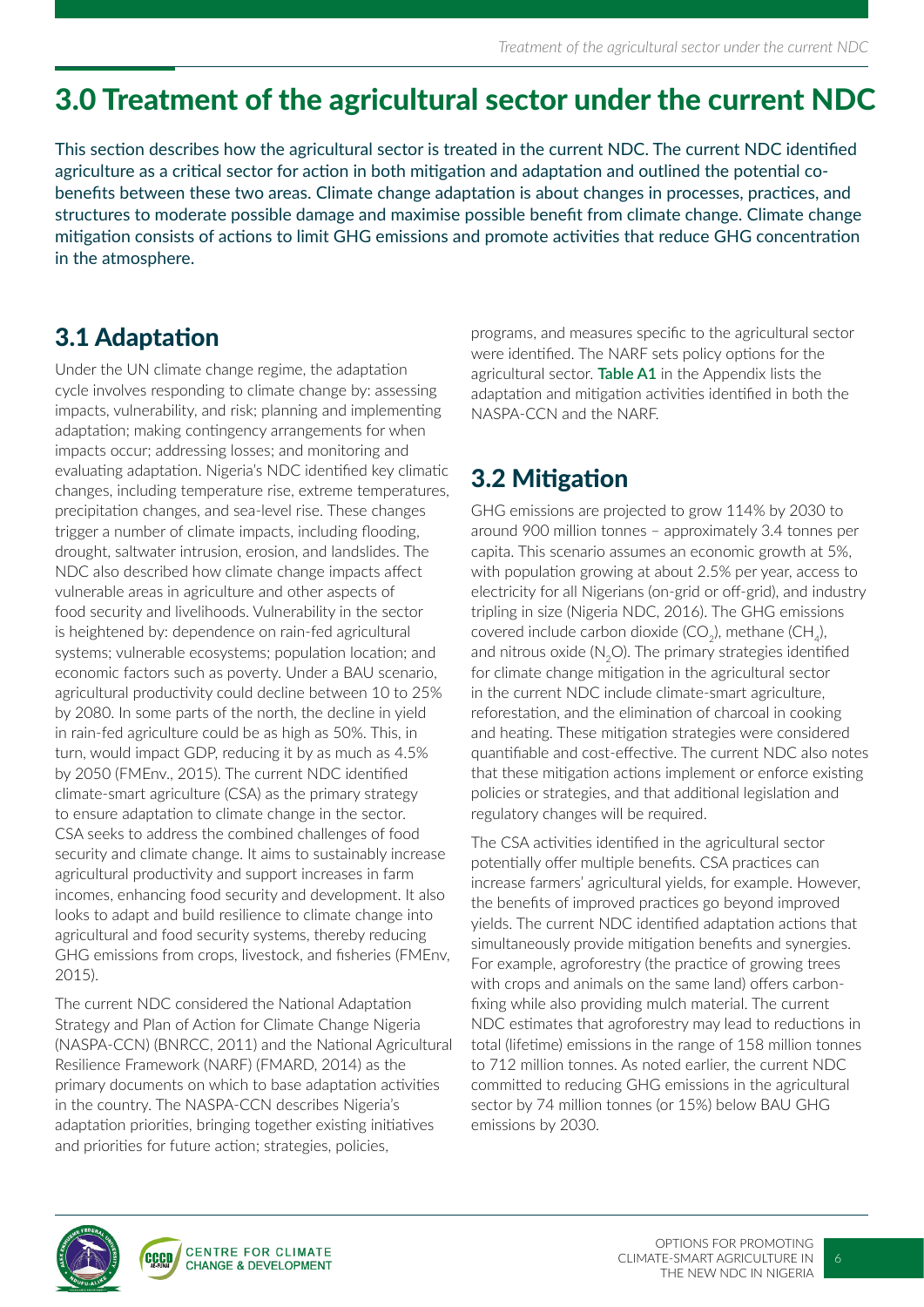# 3.0 Treatment of the agricultural sector under the current NDC

This section describes how the agricultural sector is treated in the current NDC. The current NDC identified agriculture as a critical sector for action in both mitigation and adaptation and outlined the potential co-benefits between these two areas. Climate change adaptation is about changes in processes, practices, and structures to moderate possible damage and maximise possible benefit from climate change. Climate change mitigation consists of actions to limit GHG emissions and promote activities that reduce GHG concentration in the atmosphere.

## 3.1 Adaptation

Under the UN climate change regime, the adaptation cycle involves responding to climate change by: assessing impacts, vulnerability, and risk; planning and implementing adaptation; making contingency arrangements for when impacts occur; addressing losses; and monitoring and evaluating adaptation. Nigeria's NDC identified key climatic changes, including temperature rise, extreme temperatures, precipitation changes, and sea-level rise. These changes trigger a number of climate impacts, including flooding, drought, saltwater intrusion, erosion, and landslides. The NDC also described how climate change impacts affect vulnerable areas in agriculture and other aspects of food security and livelihoods. Vulnerability in the sector is heightened by: dependence on rain-fed agricultural systems; vulnerable ecosystems; population location; and economic factors such as poverty. Under a BAU scenario, agricultural productivity could decline between 10 to 25% by 2080. In some parts of the north, the decline in yield in rain-fed agriculture could be as high as 50%. This, in turn, would impact GDP, reducing it by as much as 4.5% by 2050 (FMEnv., 2015). The current NDC identified climate-smart agriculture (CSA) as the primary strategy to ensure adaptation to climate change in the sector. CSA seeks to address the combined challenges of food security and climate change. It aims to sustainably increase agricultural productivity and support increases in farm incomes, enhancing food security and development. It also looks to adapt and build resilience to climate change into agricultural and food security systems, thereby reducing GHG emissions from crops, livestock, and fisheries (FMEnv, 2015).

The current NDC considered the National Adaptation Strategy and Plan of Action for Climate Change Nigeria (NASPA-CCN) (BNRCC, 2011) and the National Agricultural Resilience Framework (NARF) (FMARD, 2014) as the primary documents on which to base adaptation activities in the country. The NASPA-CCN describes Nigeria's adaptation priorities, bringing together existing initiatives and priorities for future action; strategies, policies, programs, and measures specific to the agricultural sector were identified. The NARF sets policy options for the agricultural sector. **Table A1** in the Appendix lists the adaptation and mitigation activities identified in both the NASPA-CCN and the NARF.

## 3.2 Mitigation

GHG emissions are projected to grow 114% by 2030 to around 900 million tonnes – approximately 3.4 tonnes per capita. This scenario assumes an economic growth at 5%, with population growing at about 2.5% per year, access to electricity for all Nigerians (on-grid or off-grid), and industry tripling in size (Nigeria NDC, 2016). The GHG emissions covered include carbon dioxide ($CO_2$), methane ($CH_4$), and nitrous oxide ($N_2O$). The primary strategies identified for climate change mitigation in the agricultural sector in the current NDC include climate-smart agriculture, reforestation, and the elimination of charcoal in cooking and heating. These mitigation strategies were considered quantifiable and cost-effective. The current NDC also notes that these mitigation actions implement or enforce existing policies or strategies, and that additional legislation and regulatory changes will be required.

The CSA activities identified in the agricultural sector potentially offer multiple benefits. CSA practices can increase farmers' agricultural yields, for example. However, the benefits of improved practices go beyond improved yields. The current NDC identified adaptation actions that simultaneously provide mitigation benefits and synergies. For example, agroforestry (the practice of growing trees with crops and animals on the same land) offers carbon-fixing while also providing mulch material. The current NDC estimates that agroforestry may lead to reductions in total (lifetime) emissions in the range of 158 million tonnes to 712 million tonnes. As noted earlier, the current NDC committed to reducing GHG emissions in the agricultural sector by 74 million tonnes (or 15%) below BAU GHG emissions by 2030.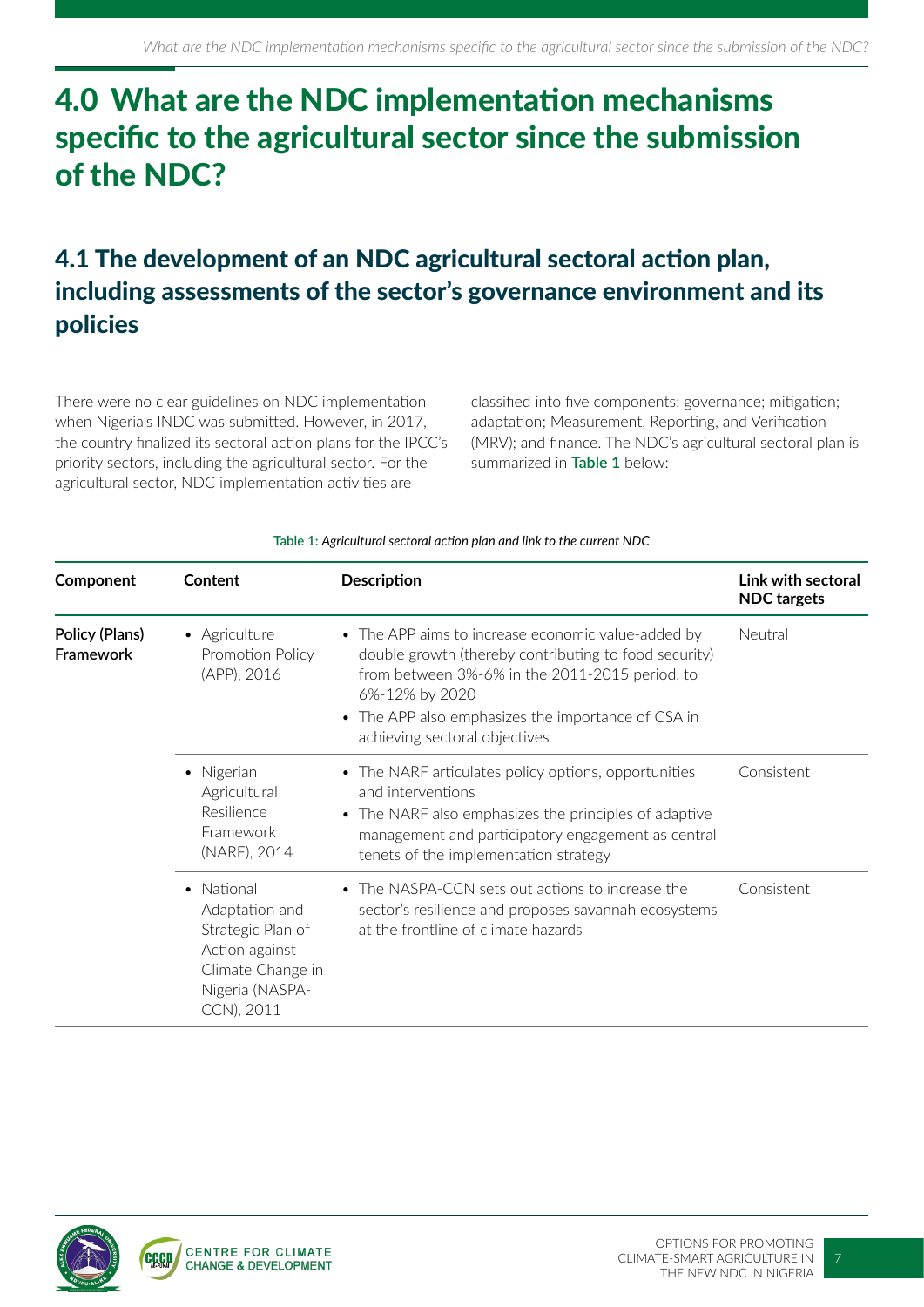# 4.0 What are the NDC implementation mechanisms specific to the agricultural sector since the submission of the NDC?

## 4.1 The development of an NDC agricultural sectoral action plan, including assessments of the sector's governance environment and its policies

There were no clear guidelines on NDC implementation when Nigeria's INDC was submitted. However, in 2017, the country finalized its sectoral action plans for the IPCC's priority sectors, including the agricultural sector. For the agricultural sector, NDC implementation activities are classified into five components: governance; mitigation; adaptation; Measurement, Reporting, and Verification (MRV); and finance. The NDC's agricultural sectoral plan is summarized in **Table 1** below:

**Table 1:** *Agricultural sectoral action plan and link to the current NDC*

| Component | Content | Description | Link with sectoral NDC targets |
|---|---|---|---|
| **Policy (Plans) Framework** | • Agriculture Promotion Policy (APP), 2016 | • The APP aims to increase economic value-added by double growth (thereby contributing to food security) from between 3%-6% in the 2011-2015 period, to 6%-12% by 2020<br>• The APP also emphasizes the importance of CSA in achieving sectoral objectives | Neutral |
| | • Nigerian Agricultural Resilience Framework (NARF), 2014 | • The NARF articulates policy options, opportunities and interventions<br>• The NARF also emphasizes the principles of adaptive management and participatory engagement as central tenets of the implementation strategy | Consistent |
| | • National Adaptation and Strategic Plan of Action against Climate Change in Nigeria (NASPA-CCN), 2011 | • The NASPA-CCN sets out actions to increase the sector's resilience and proposes savannah ecosystems at the frontline of climate hazards | Consistent |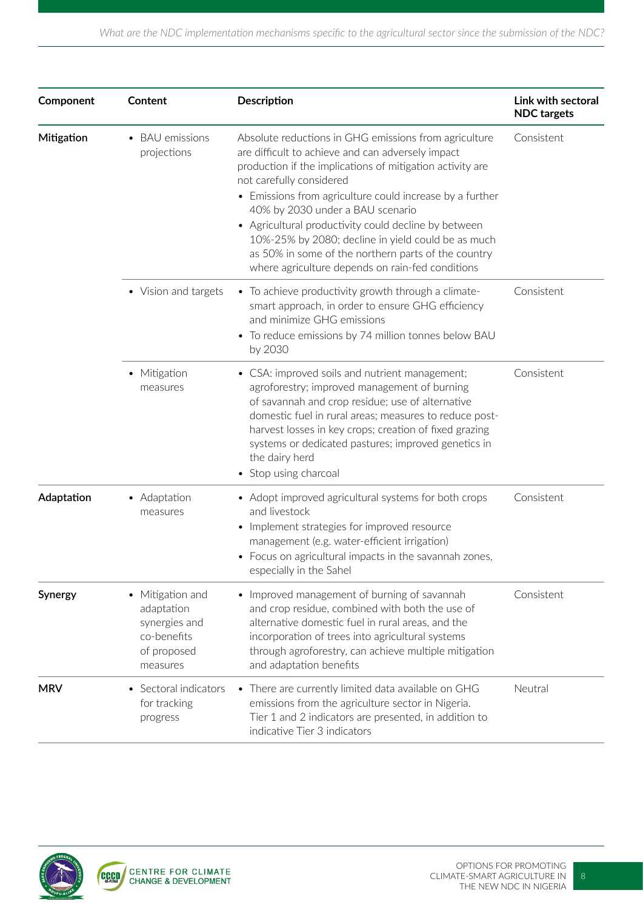| Component | Content | Description | Link with sectoral NDC targets |
|---|---|---|---|
| **Mitigation** | • BAU emissions projections | Absolute reductions in GHG emissions from agriculture are difficult to achieve and can adversely impact production if the implications of mitigation activity are not carefully considered<br>• Emissions from agriculture could increase by a further 40% by 2030 under a BAU scenario<br>• Agricultural productivity could decline by between 10%-25% by 2080; decline in yield could be as much as 50% in some of the northern parts of the country where agriculture depends on rain-fed conditions | Consistent |
| | • Vision and targets | • To achieve productivity growth through a climate-smart approach, in order to ensure GHG efficiency and minimize GHG emissions<br>• To reduce emissions by 74 million tonnes below BAU by 2030 | Consistent |
| | • Mitigation measures | • CSA: improved soils and nutrient management; agroforestry; improved management of burning of savannah and crop residue; use of alternative domestic fuel in rural areas; measures to reduce post-harvest losses in key crops; creation of fixed grazing systems or dedicated pastures; improved genetics in the dairy herd<br>• Stop using charcoal | Consistent |
| **Adaptation** | • Adaptation measures | • Adopt improved agricultural systems for both crops and livestock<br>• Implement strategies for improved resource management (e.g. water-efficient irrigation)<br>• Focus on agricultural impacts in the savannah zones, especially in the Sahel | Consistent |
| **Synergy** | • Mitigation and adaptation synergies and co-benefits of proposed measures | • Improved management of burning of savannah and crop residue, combined with both the use of alternative domestic fuel in rural areas, and the incorporation of trees into agricultural systems through agroforestry, can achieve multiple mitigation and adaptation benefits | Consistent |
| **MRV** | • Sectoral indicators for tracking progress | • There are currently limited data available on GHG emissions from the agriculture sector in Nigeria. Tier 1 and 2 indicators are presented, in addition to indicative Tier 3 indicators | Neutral |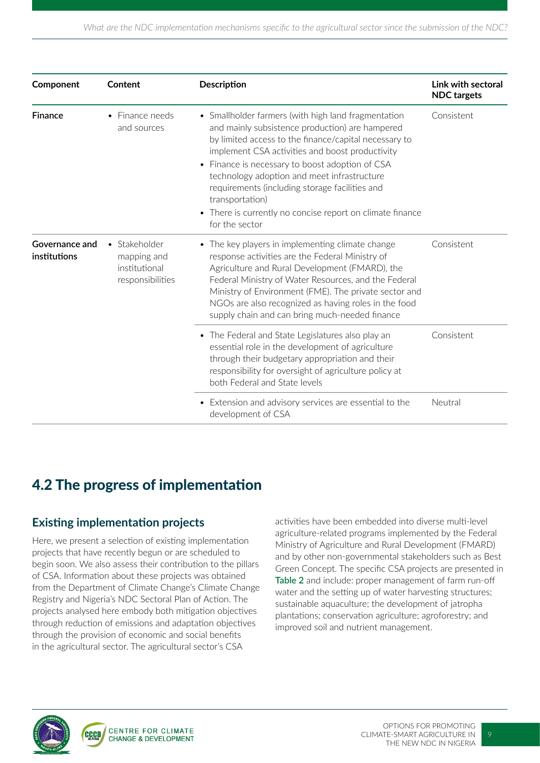| Component | Content | Description | Link with sectoral NDC targets |
|---|---|---|---|
| **Finance** | • Finance needs and sources | • Smallholder farmers (with high land fragmentation and mainly subsistence production) are hampered by limited access to the finance/capital necessary to implement CSA activities and boost productivity<br>• Finance is necessary to boost adoption of CSA technology adoption and meet infrastructure requirements (including storage facilities and transportation)<br>• There is currently no concise report on climate finance for the sector | Consistent |
| **Governance and institutions** | • Stakeholder mapping and institutional responsibilities | • The key players in implementing climate change response activities are the Federal Ministry of Agriculture and Rural Development (FMARD), the Federal Ministry of Water Resources, and the Federal Ministry of Environment (FME). The private sector and NGOs are also recognized as having roles in the food supply chain and can bring much-needed finance | Consistent |
| | | • The Federal and State Legislatures also play an essential role in the development of agriculture through their budgetary appropriation and their responsibility for oversight of agriculture policy at both Federal and State levels | Consistent |
| | | • Extension and advisory services are essential to the development of CSA | Neutral |

## 4.2 The progress of implementation

### Existing implementation projects

Here, we present a selection of existing implementation projects that have recently begun or are scheduled to begin soon. We also assess their contribution to the pillars of CSA. Information about these projects was obtained from the Department of Climate Change's Climate Change Registry and Nigeria's NDC Sectoral Plan of Action. The projects analysed here embody both mitigation objectives through reduction of emissions and adaptation objectives through the provision of economic and social benefits in the agricultural sector. The agricultural sector's CSA activities have been embedded into diverse multi-level agriculture-related programs implemented by the Federal Ministry of Agriculture and Rural Development (FMARD) and by other non-governmental stakeholders such as Best Green Concept. The specific CSA projects are presented in Table 2 and include: proper management of farm run-off water and the setting up of water harvesting structures; sustainable aquaculture; the development of jatropha plantations; conservation agriculture; agroforestry; and improved soil and nutrient management.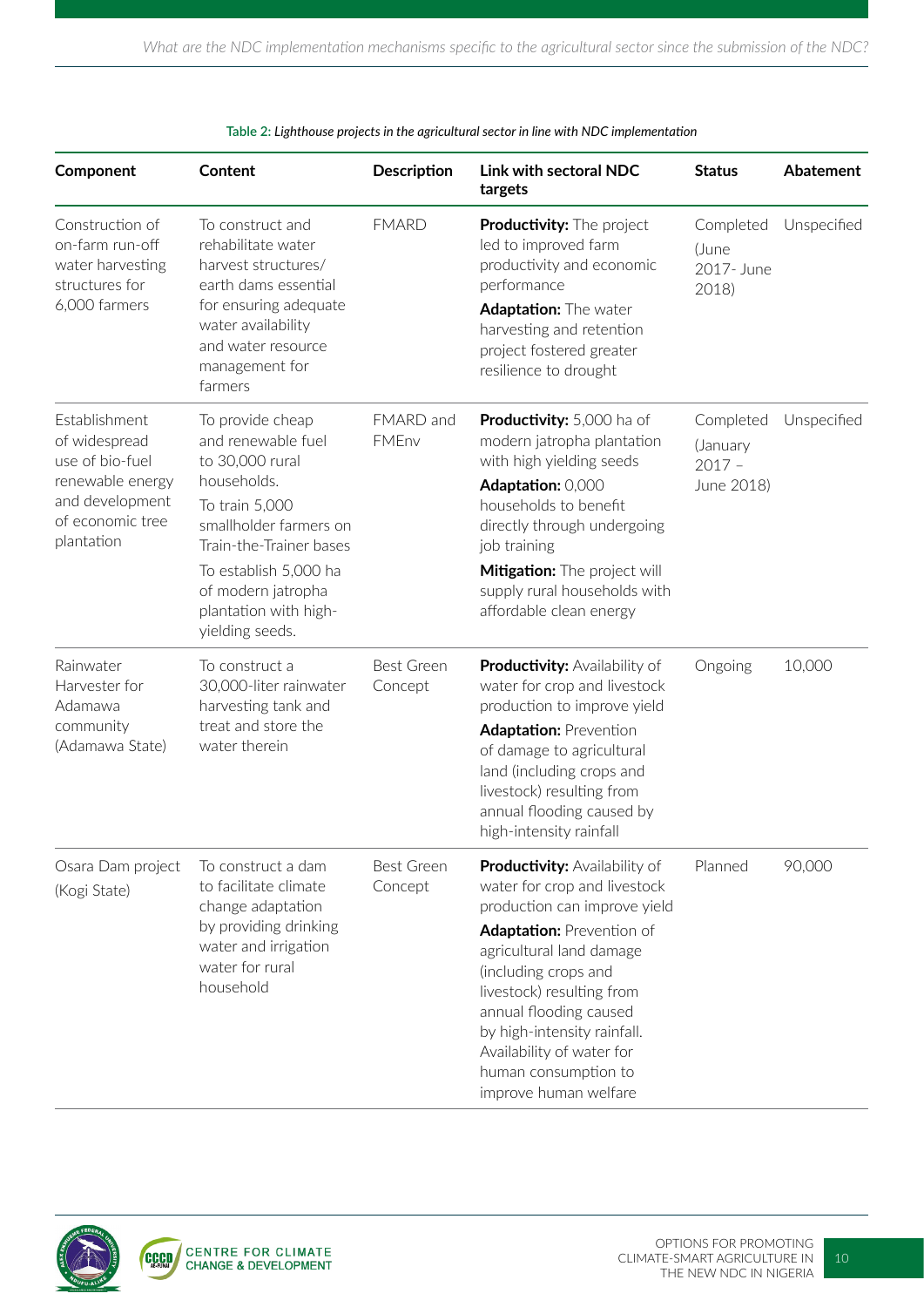Table 2: *Lighthouse projects in the agricultural sector in line with NDC implementation*

| Component | Content | Description | Link with sectoral NDC targets | Status | Abatement |
|---|---|---|---|---|---|
| Construction of on-farm run-off water harvesting structures for 6,000 farmers | To construct and rehabilitate water harvest structures/ earth dams essential for ensuring adequate water availability and water resource management for farmers | FMARD | **Productivity:** The project led to improved farm productivity and economic performance<br>**Adaptation:** The water harvesting and retention project fostered greater resilience to drought | Completed (June 2017- June 2018) | Unspecified |
| Establishment of widespread use of bio-fuel renewable energy and development of economic tree plantation | To provide cheap and renewable fuel to 30,000 rural households.<br>To train 5,000 smallholder farmers on Train-the-Trainer bases<br>To establish 5,000 ha of modern jatropha plantation with high-yielding seeds. | FMARD and FMEnv | **Productivity:** 5,000 ha of modern jatropha plantation with high yielding seeds<br>**Adaptation:** 0,000 households to benefit directly through undergoing job training<br>**Mitigation:** The project will supply rural households with affordable clean energy | Completed (January 2017 – June 2018) | Unspecified |
| Rainwater Harvester for Adamawa community (Adamawa State) | To construct a 30,000-liter rainwater harvesting tank and treat and store the water therein | Best Green Concept | **Productivity:** Availability of water for crop and livestock production to improve yield<br>**Adaptation:** Prevention of damage to agricultural land (including crops and livestock) resulting from annual flooding caused by high-intensity rainfall | Ongoing | 10,000 |
| Osara Dam project (Kogi State) | To construct a dam to facilitate climate change adaptation by providing drinking water and irrigation water for rural household | Best Green Concept | **Productivity:** Availability of water for crop and livestock production can improve yield<br>**Adaptation:** Prevention of agricultural land damage (including crops and livestock) resulting from annual flooding caused by high-intensity rainfall. Availability of water for human consumption to improve human welfare | Planned | 90,000 |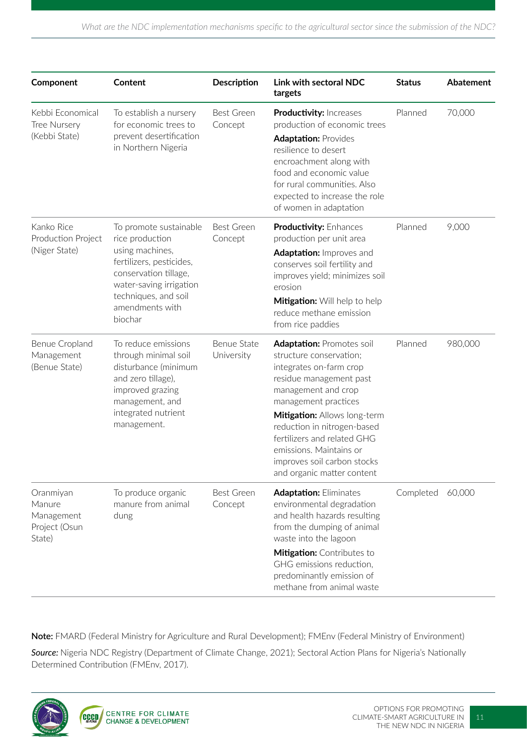| Component | Content | Description | Link with sectoral NDC targets | Status | Abatement |
|---|---|---|---|---|---|
| Kebbi Economical Tree Nursery (Kebbi State) | To establish a nursery for economic trees to prevent desertification in Northern Nigeria | Best Green Concept | **Productivity:** Increases production of economic trees<br>**Adaptation:** Provides resilience to desert encroachment along with food and economic value for rural communities. Also expected to increase the role of women in adaptation | Planned | 70,000 |
| Kanko Rice Production Project (Niger State) | To promote sustainable rice production using machines, fertilizers, pesticides, conservation tillage, water-saving irrigation techniques, and soil amendments with biochar | Best Green Concept | **Productivity:** Enhances production per unit area<br>**Adaptation:** Improves and conserves soil fertility and improves yield; minimizes soil erosion<br>**Mitigation:** Will help to help reduce methane emission from rice paddies | Planned | 9,000 |
| Benue Cropland Management (Benue State) | To reduce emissions through minimal soil disturbance (minimum and zero tillage), improved grazing management, and integrated nutrient management. | Benue State University | **Adaptation:** Promotes soil structure conservation; integrates on-farm crop residue management past management and crop management practices<br>**Mitigation:** Allows long-term reduction in nitrogen-based fertilizers and related GHG emissions. Maintains or improves soil carbon stocks and organic matter content | Planned | 980,000 |
| Oranmiyan Manure Management Project (Osun State) | To produce organic manure from animal dung | Best Green Concept | **Adaptation:** Eliminates environmental degradation and health hazards resulting from the dumping of animal waste into the lagoon<br>**Mitigation:** Contributes to GHG emissions reduction, predominantly emission of methane from animal waste | Completed | 60,000 |

**Note:** FMARD (Federal Ministry for Agriculture and Rural Development); FMEnv (Federal Ministry of Environment)

*Source:* Nigeria NDC Registry (Department of Climate Change, 2021); Sectoral Action Plans for Nigeria's Nationally Determined Contribution (FMEnv, 2017).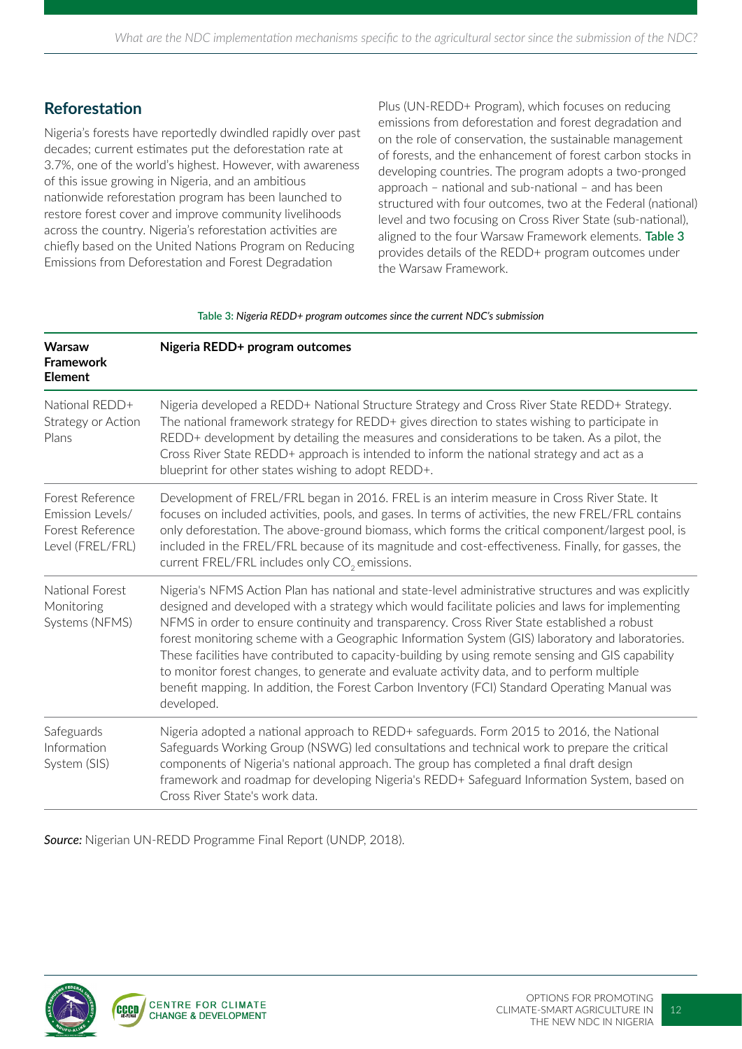## Reforestation

Nigeria's forests have reportedly dwindled rapidly over past decades; current estimates put the deforestation rate at 3.7%, one of the world's highest. However, with awareness of this issue growing in Nigeria, and an ambitious nationwide reforestation program has been launched to restore forest cover and improve community livelihoods across the country. Nigeria's reforestation activities are chiefly based on the United Nations Program on Reducing Emissions from Deforestation and Forest Degradation Plus (UN-REDD+ Program), which focuses on reducing emissions from deforestation and forest degradation and on the role of conservation, the sustainable management of forests, and the enhancement of forest carbon stocks in developing countries. The program adopts a two-pronged approach – national and sub-national – and has been structured with four outcomes, two at the Federal (national) level and two focusing on Cross River State (sub-national), aligned to the four Warsaw Framework elements. **Table 3** provides details of the REDD+ program outcomes under the Warsaw Framework.

**Table 3:** *Nigeria REDD+ program outcomes since the current NDC's submission*

| Warsaw Framework Element | Nigeria REDD+ program outcomes |
|---|---|
| National REDD+ Strategy or Action Plans | Nigeria developed a REDD+ National Structure Strategy and Cross River State REDD+ Strategy. The national framework strategy for REDD+ gives direction to states wishing to participate in REDD+ development by detailing the measures and considerations to be taken. As a pilot, the Cross River State REDD+ approach is intended to inform the national strategy and act as a blueprint for other states wishing to adopt REDD+. |
| Forest Reference Emission Levels/ Forest Reference Level (FREL/FRL) | Development of FREL/FRL began in 2016. FREL is an interim measure in Cross River State. It focuses on included activities, pools, and gases. In terms of activities, the new FREL/FRL contains only deforestation. The above-ground biomass, which forms the critical component/largest pool, is included in the FREL/FRL because of its magnitude and cost-effectiveness. Finally, for gasses, the current FREL/FRL includes only $CO_2$ emissions. |
| National Forest Monitoring Systems (NFMS) | Nigeria's NFMS Action Plan has national and state-level administrative structures and was explicitly designed and developed with a strategy which would facilitate policies and laws for implementing NFMS in order to ensure continuity and transparency. Cross River State established a robust forest monitoring scheme with a Geographic Information System (GIS) laboratory and laboratories. These facilities have contributed to capacity-building by using remote sensing and GIS capability to monitor forest changes, to generate and evaluate activity data, and to perform multiple benefit mapping. In addition, the Forest Carbon Inventory (FCI) Standard Operating Manual was developed. |
| Safeguards Information System (SIS) | Nigeria adopted a national approach to REDD+ safeguards. Form 2015 to 2016, the National Safeguards Working Group (NSWG) led consultations and technical work to prepare the critical components of Nigeria's national approach. The group has completed a final draft design framework and roadmap for developing Nigeria's REDD+ Safeguard Information System, based on Cross River State's work data. |

***Source:*** Nigerian UN-REDD Programme Final Report (UNDP, 2018).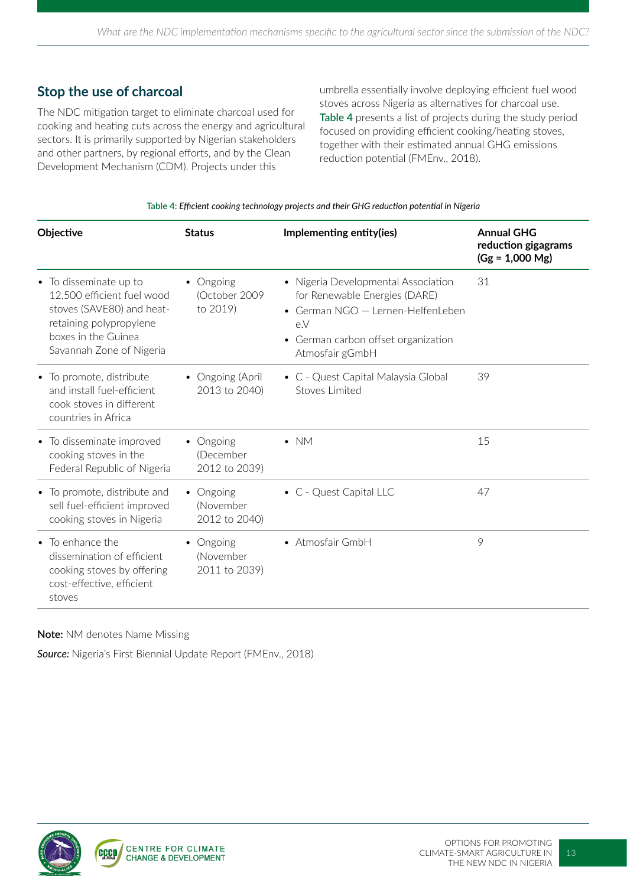## Stop the use of charcoal

The NDC mitigation target to eliminate charcoal used for cooking and heating cuts across the energy and agricultural sectors. It is primarily supported by Nigerian stakeholders and other partners, by regional efforts, and by the Clean Development Mechanism (CDM). Projects under this umbrella essentially involve deploying efficient fuel wood stoves across Nigeria as alternatives for charcoal use. **Table 4** presents a list of projects during the study period focused on providing efficient cooking/heating stoves, together with their estimated annual GHG emissions reduction potential (FMEnv., 2018).

Table 4: *Efficient cooking technology projects and their GHG reduction potential in Nigeria*

| Objective | Status | Implementing entity(ies) | Annual GHG reduction gigagrams (Gg = 1,000 Mg) |
|---|---|---|---|
| • To disseminate up to 12,500 efficient fuel wood stoves (SAVE80) and heat-retaining polypropylene boxes in the Guinea Savannah Zone of Nigeria | • Ongoing (October 2009 to 2019) | • Nigeria Developmental Association for Renewable Energies (DARE) <br> • German NGO — Lernen-HelfenLeben e.V <br> • German carbon offset organization Atmosfair gGmbH | 31 |
| • To promote, distribute and install fuel-efficient cook stoves in different countries in Africa | • Ongoing (April 2013 to 2040) | • C - Quest Capital Malaysia Global Stoves Limited | 39 |
| • To disseminate improved cooking stoves in the Federal Republic of Nigeria | • Ongoing (December 2012 to 2039) | • NM | 15 |
| • To promote, distribute and sell fuel-efficient improved cooking stoves in Nigeria | • Ongoing (November 2012 to 2040) | • C - Quest Capital LLC | 47 |
| • To enhance the dissemination of efficient cooking stoves by offering cost-effective, efficient stoves | • Ongoing (November 2011 to 2039) | • Atmosfair GmbH | 9 |

**Note:** NM denotes Name Missing

***Source:*** Nigeria's First Biennial Update Report (FMEnv., 2018)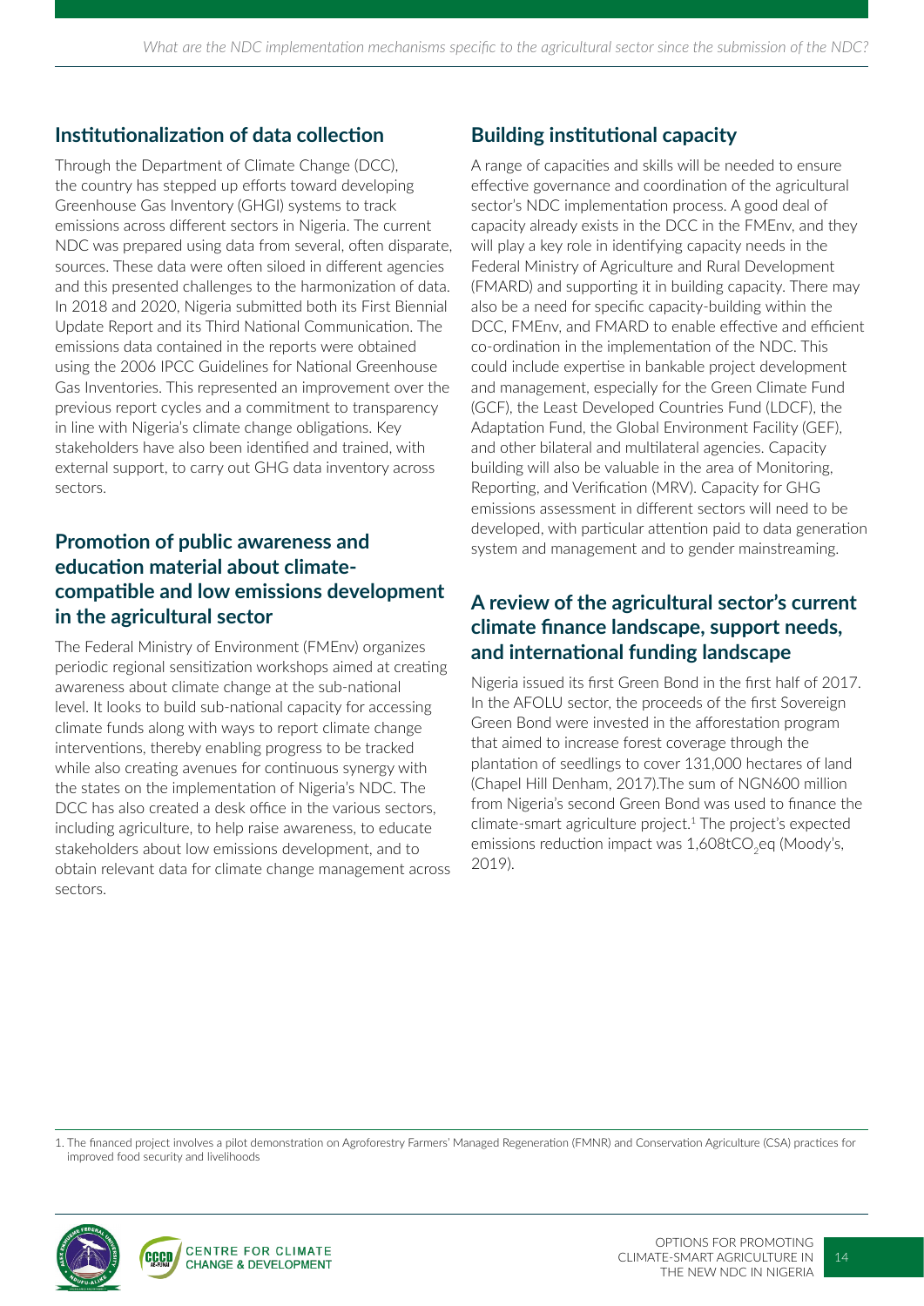## Institutionalization of data collection

Through the Department of Climate Change (DCC), the country has stepped up efforts toward developing Greenhouse Gas Inventory (GHGI) systems to track emissions across different sectors in Nigeria. The current NDC was prepared using data from several, often disparate, sources. These data were often siloed in different agencies and this presented challenges to the harmonization of data. In 2018 and 2020, Nigeria submitted both its First Biennial Update Report and its Third National Communication. The emissions data contained in the reports were obtained using the 2006 IPCC Guidelines for National Greenhouse Gas Inventories. This represented an improvement over the previous report cycles and a commitment to transparency in line with Nigeria's climate change obligations. Key stakeholders have also been identified and trained, with external support, to carry out GHG data inventory across sectors.

## Promotion of public awareness and education material about climate-compatible and low emissions development in the agricultural sector

The Federal Ministry of Environment (FMEnv) organizes periodic regional sensitization workshops aimed at creating awareness about climate change at the sub-national level. It looks to build sub-national capacity for accessing climate funds along with ways to report climate change interventions, thereby enabling progress to be tracked while also creating avenues for continuous synergy with the states on the implementation of Nigeria's NDC. The DCC has also created a desk office in the various sectors, including agriculture, to help raise awareness, to educate stakeholders about low emissions development, and to obtain relevant data for climate change management across sectors.

## Building institutional capacity

A range of capacities and skills will be needed to ensure effective governance and coordination of the agricultural sector's NDC implementation process. A good deal of capacity already exists in the DCC in the FMEnv, and they will play a key role in identifying capacity needs in the Federal Ministry of Agriculture and Rural Development (FMARD) and supporting it in building capacity. There may also be a need for specific capacity-building within the DCC, FMEnv, and FMARD to enable effective and efficient co-ordination in the implementation of the NDC. This could include expertise in bankable project development and management, especially for the Green Climate Fund (GCF), the Least Developed Countries Fund (LDCF), the Adaptation Fund, the Global Environment Facility (GEF), and other bilateral and multilateral agencies. Capacity building will also be valuable in the area of Monitoring, Reporting, and Verification (MRV). Capacity for GHG emissions assessment in different sectors will need to be developed, with particular attention paid to data generation system and management and to gender mainstreaming.

## A review of the agricultural sector's current climate finance landscape, support needs, and international funding landscape

Nigeria issued its first Green Bond in the first half of 2017. In the AFOLU sector, the proceeds of the first Sovereign Green Bond were invested in the afforestation program that aimed to increase forest coverage through the plantation of seedlings to cover 131,000 hectares of land (Chapel Hill Denham, 2017).The sum of NGN600 million from Nigeria's second Green Bond was used to finance the climate-smart agriculture project.[1] The project's expected emissions reduction impact was 1,608t$CO_2$eq (Moody's, 2019).

1. The financed project involves a pilot demonstration on Agroforestry Farmers' Managed Regeneration (FMNR) and Conservation Agriculture (CSA) practices for improved food security and livelihoods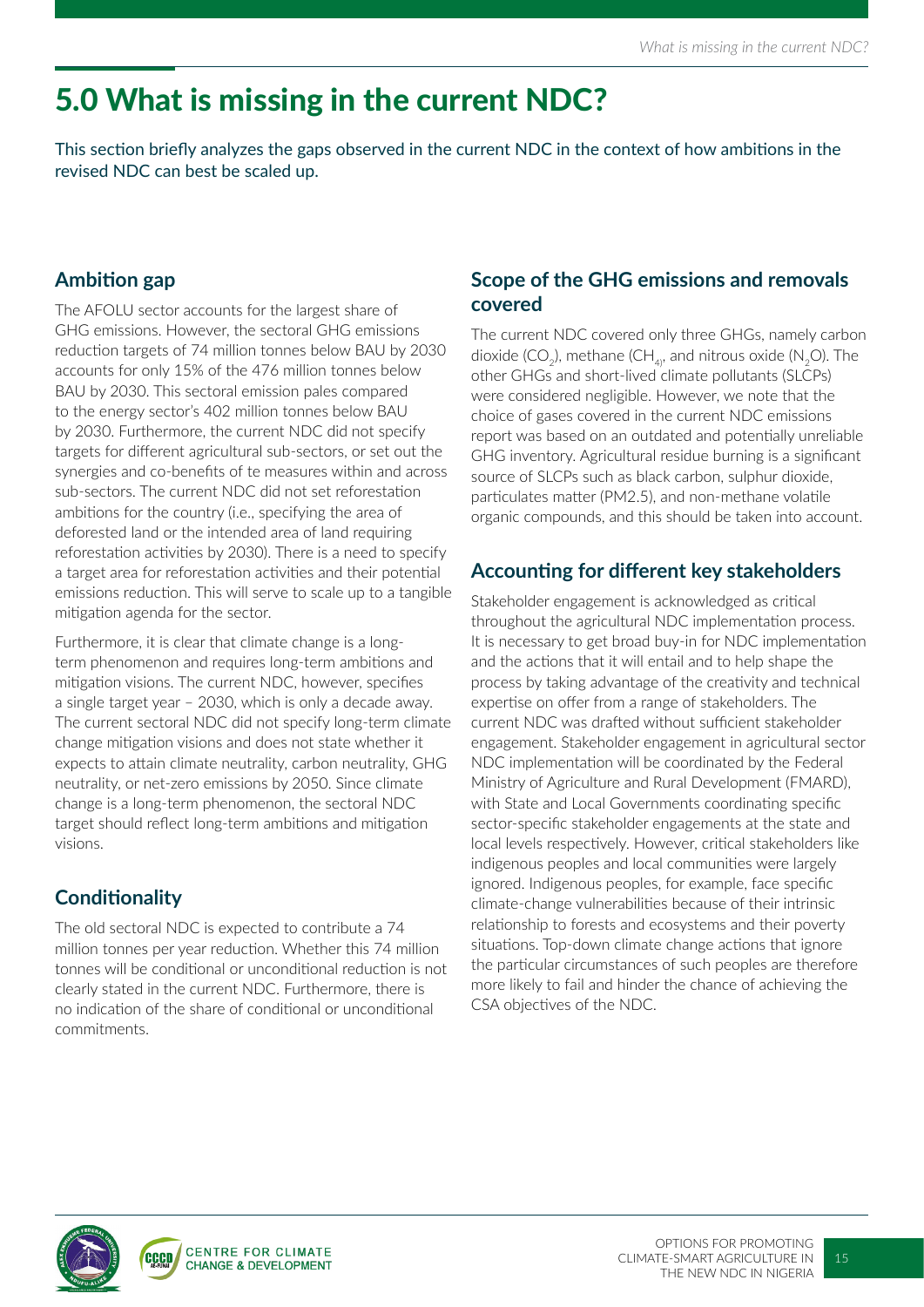# 5.0 What is missing in the current NDC?

This section briefly analyzes the gaps observed in the current NDC in the context of how ambitions in the revised NDC can best be scaled up.

## Ambition gap

The AFOLU sector accounts for the largest share of GHG emissions. However, the sectoral GHG emissions reduction targets of 74 million tonnes below BAU by 2030 accounts for only 15% of the 476 million tonnes below BAU by 2030. This sectoral emission pales compared to the energy sector's 402 million tonnes below BAU by 2030. Furthermore, the current NDC did not specify targets for different agricultural sub-sectors, or set out the synergies and co-benefits of te measures within and across sub-sectors. The current NDC did not set reforestation ambitions for the country (i.e., specifying the area of deforested land or the intended area of land requiring reforestation activities by 2030). There is a need to specify a target area for reforestation activities and their potential emissions reduction. This will serve to scale up to a tangible mitigation agenda for the sector.

Furthermore, it is clear that climate change is a long-term phenomenon and requires long-term ambitions and mitigation visions. The current NDC, however, specifies a single target year – 2030, which is only a decade away. The current sectoral NDC did not specify long-term climate change mitigation visions and does not state whether it expects to attain climate neutrality, carbon neutrality, GHG neutrality, or net-zero emissions by 2050. Since climate change is a long-term phenomenon, the sectoral NDC target should reflect long-term ambitions and mitigation visions.

## Conditionality

The old sectoral NDC is expected to contribute a 74 million tonnes per year reduction. Whether this 74 million tonnes will be conditional or unconditional reduction is not clearly stated in the current NDC. Furthermore, there is no indication of the share of conditional or unconditional commitments.

## Scope of the GHG emissions and removals covered

The current NDC covered only three GHGs, namely carbon dioxide ($CO_2$), methane ($CH_4$), and nitrous oxide ($N_2O$). The other GHGs and short-lived climate pollutants (SLCPs) were considered negligible. However, we note that the choice of gases covered in the current NDC emissions report was based on an outdated and potentially unreliable GHG inventory. Agricultural residue burning is a significant source of SLCPs such as black carbon, sulphur dioxide, particulates matter (PM2.5), and non-methane volatile organic compounds, and this should be taken into account.

## Accounting for different key stakeholders

Stakeholder engagement is acknowledged as critical throughout the agricultural NDC implementation process. It is necessary to get broad buy-in for NDC implementation and the actions that it will entail and to help shape the process by taking advantage of the creativity and technical expertise on offer from a range of stakeholders. The current NDC was drafted without sufficient stakeholder engagement. Stakeholder engagement in agricultural sector NDC implementation will be coordinated by the Federal Ministry of Agriculture and Rural Development (FMARD), with State and Local Governments coordinating specific sector-specific stakeholder engagements at the state and local levels respectively. However, critical stakeholders like indigenous peoples and local communities were largely ignored. Indigenous peoples, for example, face specific climate-change vulnerabilities because of their intrinsic relationship to forests and ecosystems and their poverty situations. Top-down climate change actions that ignore the particular circumstances of such peoples are therefore more likely to fail and hinder the chance of achieving the CSA objectives of the NDC.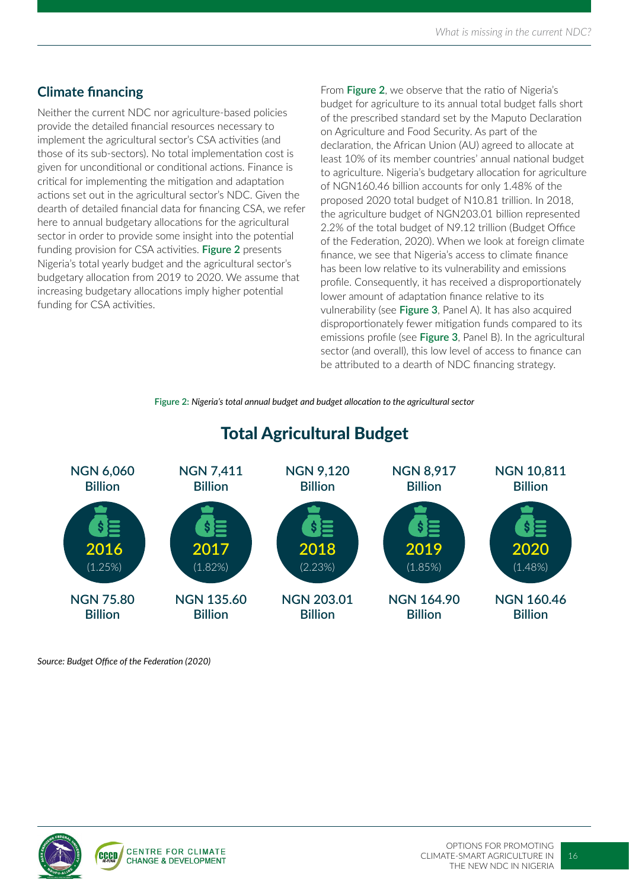## Climate financing

Neither the current NDC nor agriculture-based policies provide the detailed financial resources necessary to implement the agricultural sector's CSA activities (and those of its sub-sectors). No total implementation cost is given for unconditional or conditional actions. Finance is critical for implementing the mitigation and adaptation actions set out in the agricultural sector's NDC. Given the dearth of detailed financial data for financing CSA, we refer here to annual budgetary allocations for the agricultural sector in order to provide some insight into the potential funding provision for CSA activities. **Figure 2** presents Nigeria's total yearly budget and the agricultural sector's budgetary allocation from 2019 to 2020. We assume that increasing budgetary allocations imply higher potential funding for CSA activities.

From **Figure 2**, we observe that the ratio of Nigeria's budget for agriculture to its annual total budget falls short of the prescribed standard set by the Maputo Declaration on Agriculture and Food Security. As part of the declaration, the African Union (AU) agreed to allocate at least 10% of its member countries' annual national budget to agriculture. Nigeria's budgetary allocation for agriculture of NGN160.46 billion accounts for only 1.48% of the proposed 2020 total budget of N10.81 trillion. In 2018, the agriculture budget of NGN203.01 billion represented 2.2% of the total budget of N9.12 trillion (Budget Office of the Federation, 2020). When we look at foreign climate finance, we see that Nigeria's access to climate finance has been low relative to its vulnerability and emissions profile. Consequently, it has received a disproportionately lower amount of adaptation finance relative to its vulnerability (see **Figure 3**, Panel A). It has also acquired disproportionately fewer mitigation funds compared to its emissions profile (see **Figure 3**, Panel B). In the agricultural sector (and overall), this low level of access to finance can be attributed to a dearth of NDC financing strategy.

**Figure 2:** *Nigeria's total annual budget and budget allocation to the agricultural sector*

### Total Agricultural Budget

| Year | Total budget | Agricultural budget (% of total) |
|---|---|---|
| 2016 | NGN 6,060 Billion | NGN 75.80 Billion (1.25%) |
| 2017 | NGN 7,411 Billion | NGN 135.60 Billion (1.82%) |
| 2018 | NGN 9,120 Billion | NGN 203.01 Billion (2.23%) |
| 2019 | NGN 8,917 Billion | NGN 164.90 Billion (1.85%) |
| 2020 | NGN 10,811 Billion | NGN 160.46 Billion (1.48%) |

*Source: Budget Office of the Federation (2020)*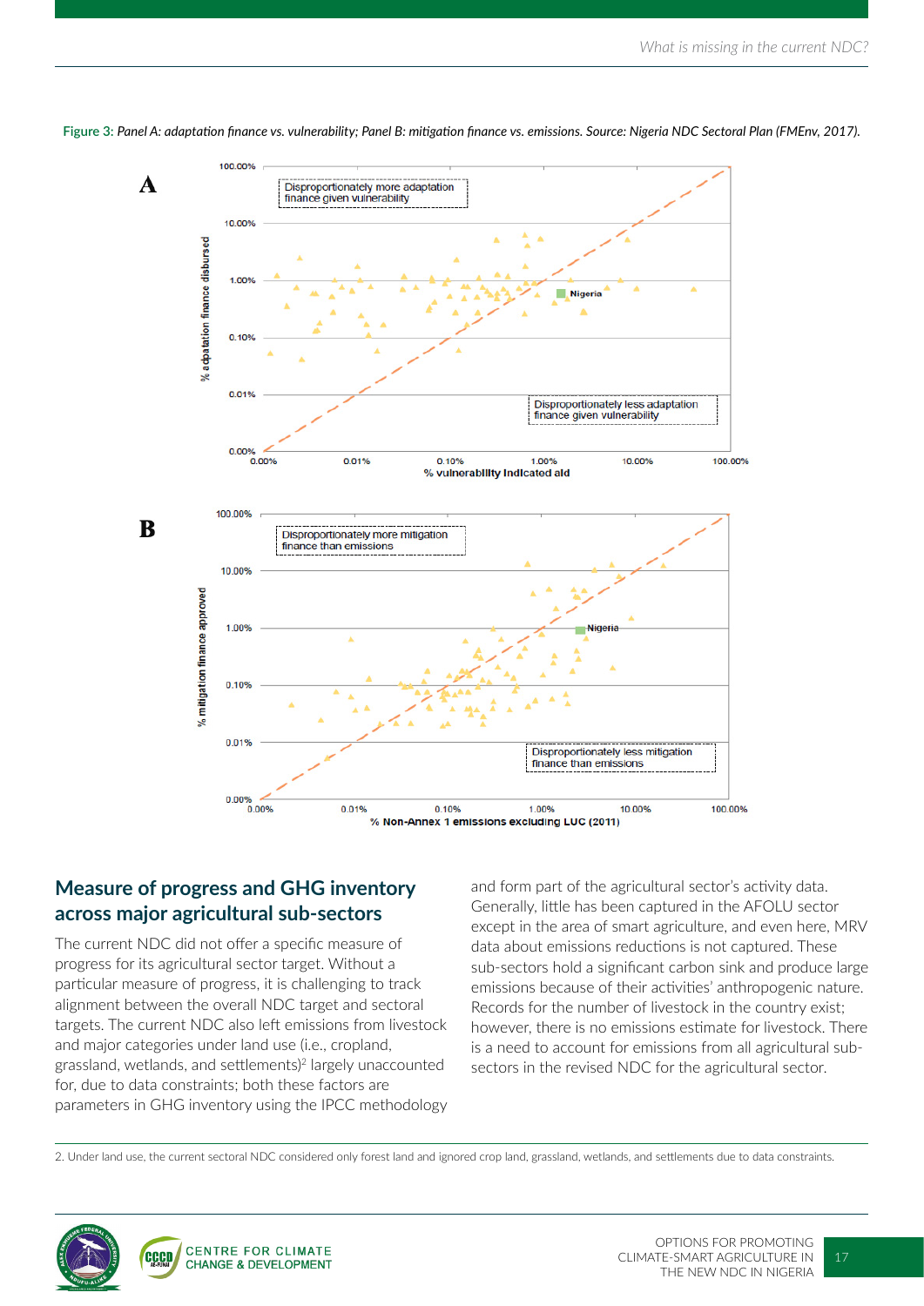**Figure 3:** *Panel A: adaptation finance vs. vulnerability; Panel B: mitigation finance vs. emissions. Source: Nigeria NDC Sectoral Plan (FMEnv, 2017).*

**A**

Disproportionately more adaptation finance given vulnerability

Disproportionately less adaptation finance given vulnerability

Nigeria

% adaptation finance disbursed

% vulnerability indicated aid

**B**

Disproportionately more mitigation finance than emissions

Disproportionately less mitigation finance than emissions

Nigeria

% mitigation finance approved

% Non-Annex 1 emissions excluding LUC (2011)

## Measure of progress and GHG inventory across major agricultural sub-sectors

The current NDC did not offer a specific measure of progress for its agricultural sector target. Without a particular measure of progress, it is challenging to track alignment between the overall NDC target and sectoral targets. The current NDC also left emissions from livestock and major categories under land use (i.e., cropland, grassland, wetlands, and settlements)[2] largely unaccounted for, due to data constraints; both these factors are parameters in GHG inventory using the IPCC methodology and form part of the agricultural sector's activity data. Generally, little has been captured in the AFOLU sector except in the area of smart agriculture, and even here, MRV data about emissions reductions is not captured. These sub-sectors hold a significant carbon sink and produce large emissions because of their activities' anthropogenic nature. Records for the number of livestock in the country exist; however, there is no emissions estimate for livestock. There is a need to account for emissions from all agricultural sub-sectors in the revised NDC for the agricultural sector.

2. Under land use, the current sectoral NDC considered only forest land and ignored crop land, grassland, wetlands, and settlements due to data constraints.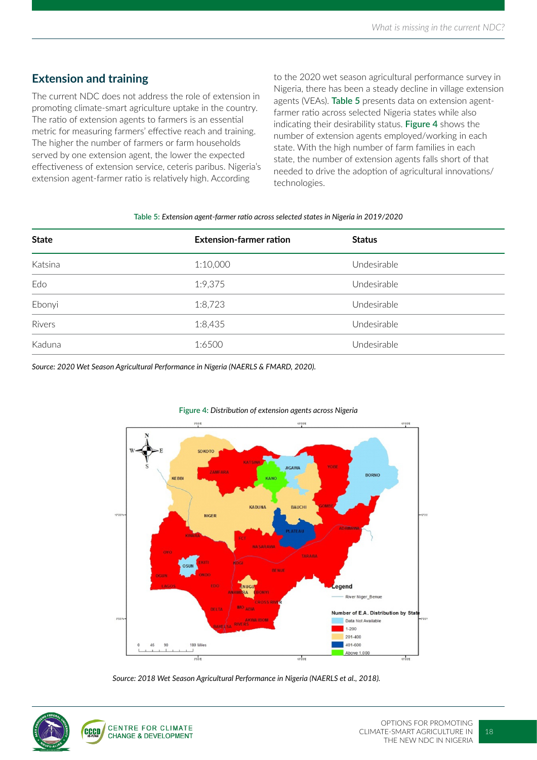## Extension and training

The current NDC does not address the role of extension in promoting climate-smart agriculture uptake in the country. The ratio of extension agents to farmers is an essential metric for measuring farmers' effective reach and training. The higher the number of farmers or farm households served by one extension agent, the lower the expected effectiveness of extension service, ceteris paribus. Nigeria's extension agent-farmer ratio is relatively high. According to the 2020 wet season agricultural performance survey in Nigeria, there has been a steady decline in village extension agents (VEAs). **Table 5** presents data on extension agent-farmer ratio across selected Nigeria states while also indicating their desirability status. **Figure 4** shows the number of extension agents employed/working in each state. With the high number of farm families in each state, the number of extension agents falls short of that needed to drive the adoption of agricultural innovations/ technologies.

**Table 5:** *Extension agent-farmer ratio across selected states in Nigeria in 2019/2020*

| State | Extension-farmer ration | Status |
|---|---|---|
| Katsina | 1:10,000 | Undesirable |
| Edo | 1:9,375 | Undesirable |
| Ebonyi | 1:8,723 | Undesirable |
| Rivers | 1:8,435 | Undesirable |
| Kaduna | 1:6500 | Undesirable |

*Source: 2020 Wet Season Agricultural Performance in Nigeria (NAERLS & FMARD, 2020).*

**Figure 4:** *Distribution of extension agents across Nigeria*

*Source: 2018 Wet Season Agricultural Performance in Nigeria (NAERLS et al., 2018).*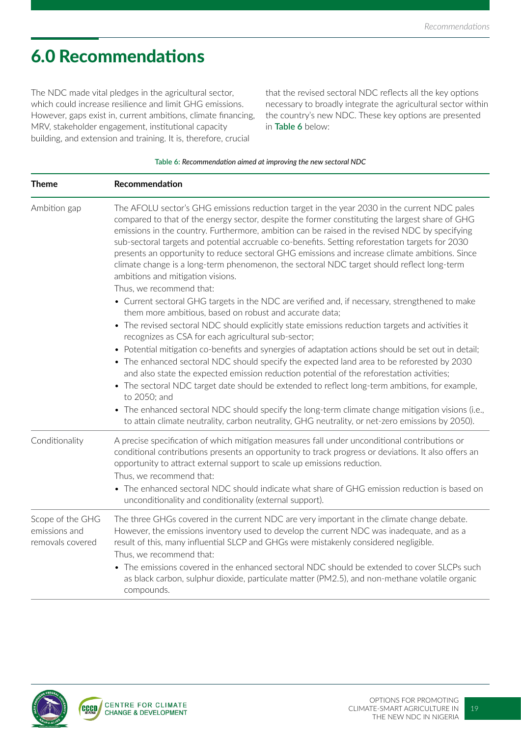# 6.0 Recommendations

The NDC made vital pledges in the agricultural sector, which could increase resilience and limit GHG emissions. However, gaps exist in, current ambitions, climate financing, MRV, stakeholder engagement, institutional capacity building, and extension and training. It is, therefore, crucial that the revised sectoral NDC reflects all the key options necessary to broadly integrate the agricultural sector within the country's new NDC. These key options are presented in **Table 6** below:

**Table 6:** *Recommendation aimed at improving the new sectoral NDC*

| Theme | Recommendation |
|---|---|
| Ambition gap | The AFOLU sector's GHG emissions reduction target in the year 2030 in the current NDC pales compared to that of the energy sector, despite the former constituting the largest share of GHG emissions in the country. Furthermore, ambition can be raised in the revised NDC by specifying sub-sectoral targets and potential accruable co-benefits. Setting reforestation targets for 2030 presents an opportunity to reduce sectoral GHG emissions and increase climate ambitions. Since climate change is a long-term phenomenon, the sectoral NDC target should reflect long-term ambitions and mitigation visions.<br>Thus, we recommend that:<br>• Current sectoral GHG targets in the NDC are verified and, if necessary, strengthened to make them more ambitious, based on robust and accurate data;<br>• The revised sectoral NDC should explicitly state emissions reduction targets and activities it recognizes as CSA for each agricultural sub-sector;<br>• Potential mitigation co-benefits and synergies of adaptation actions should be set out in detail;<br>• The enhanced sectoral NDC should specify the expected land area to be reforested by 2030 and also state the expected emission reduction potential of the reforestation activities;<br>• The sectoral NDC target date should be extended to reflect long-term ambitions, for example, to 2050; and<br>• The enhanced sectoral NDC should specify the long-term climate change mitigation visions (i.e., to attain climate neutrality, carbon neutrality, GHG neutrality, or net-zero emissions by 2050). |
| Conditionality | A precise specification of which mitigation measures fall under unconditional contributions or conditional contributions presents an opportunity to track progress or deviations. It also offers an opportunity to attract external support to scale up emissions reduction.<br>Thus, we recommend that:<br>• The enhanced sectoral NDC should indicate what share of GHG emission reduction is based on unconditionality and conditionality (external support). |
| Scope of the GHG emissions and removals covered | The three GHGs covered in the current NDC are very important in the climate change debate. However, the emissions inventory used to develop the current NDC was inadequate, and as a result of this, many influential SLCP and GHGs were mistakenly considered negligible.<br>Thus, we recommend that:<br>• The emissions covered in the enhanced sectoral NDC should be extended to cover SLCPs such as black carbon, sulphur dioxide, particulate matter (PM2.5), and non-methane volatile organic compounds. |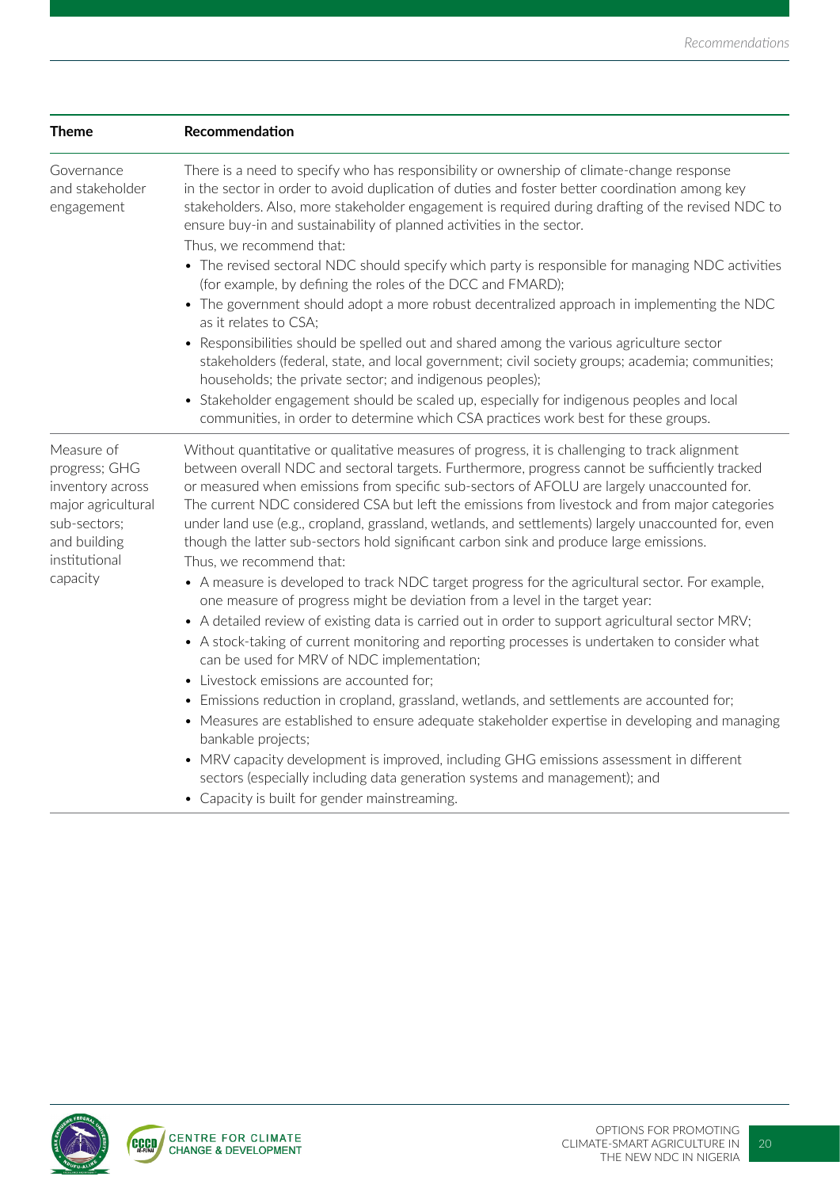| Theme | Recommendation |
|---|---|
| Governance and stakeholder engagement | There is a need to specify who has responsibility or ownership of climate-change response in the sector in order to avoid duplication of duties and foster better coordination among key stakeholders. Also, more stakeholder engagement is required during drafting of the revised NDC to ensure buy-in and sustainability of planned activities in the sector.<br>Thus, we recommend that:<br>• The revised sectoral NDC should specify which party is responsible for managing NDC activities (for example, by defining the roles of the DCC and FMARD);<br>• The government should adopt a more robust decentralized approach in implementing the NDC as it relates to CSA;<br>• Responsibilities should be spelled out and shared among the various agriculture sector stakeholders (federal, state, and local government; civil society groups; academia; communities; households; the private sector; and indigenous peoples);<br>• Stakeholder engagement should be scaled up, especially for indigenous peoples and local communities, in order to determine which CSA practices work best for these groups. |
| Measure of progress; GHG inventory across major agricultural sub-sectors; and building institutional capacity | Without quantitative or qualitative measures of progress, it is challenging to track alignment between overall NDC and sectoral targets. Furthermore, progress cannot be sufficiently tracked or measured when emissions from specific sub-sectors of AFOLU are largely unaccounted for. The current NDC considered CSA but left the emissions from livestock and from major categories under land use (e.g., cropland, grassland, wetlands, and settlements) largely unaccounted for, even though the latter sub-sectors hold significant carbon sink and produce large emissions.<br>Thus, we recommend that:<br>• A measure is developed to track NDC target progress for the agricultural sector. For example, one measure of progress might be deviation from a level in the target year:<br>• A detailed review of existing data is carried out in order to support agricultural sector MRV;<br>• A stock-taking of current monitoring and reporting processes is undertaken to consider what can be used for MRV of NDC implementation;<br>• Livestock emissions are accounted for;<br>• Emissions reduction in cropland, grassland, wetlands, and settlements are accounted for;<br>• Measures are established to ensure adequate stakeholder expertise in developing and managing bankable projects;<br>• MRV capacity development is improved, including GHG emissions assessment in different sectors (especially including data generation systems and management); and<br>• Capacity is built for gender mainstreaming. |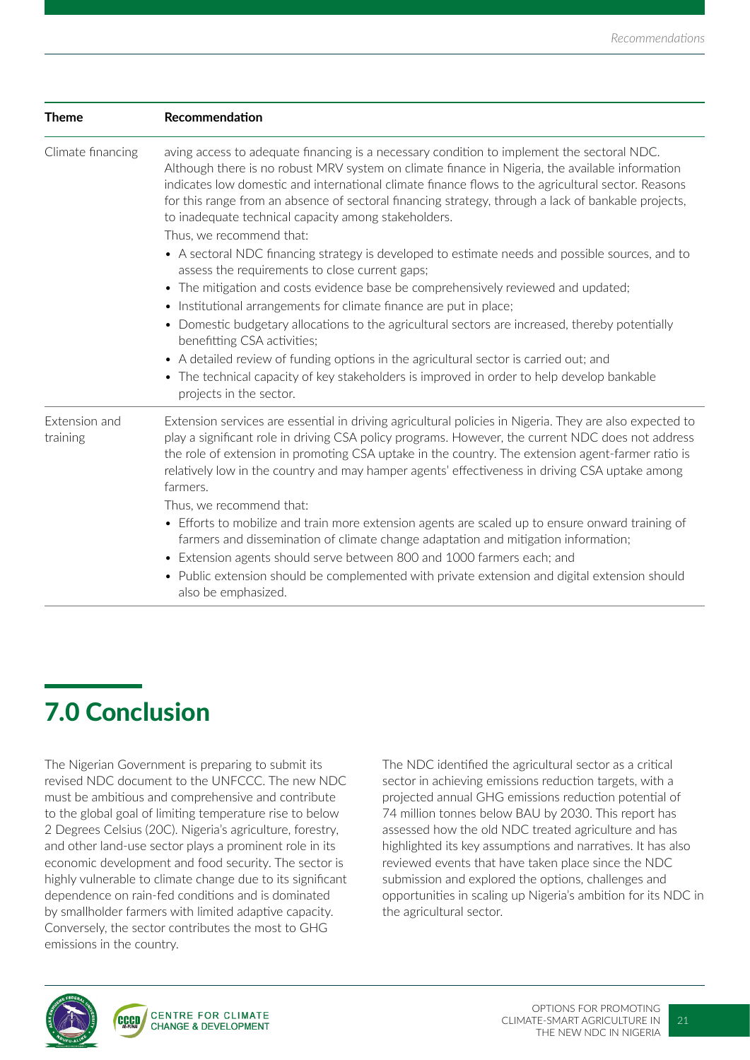| Theme | Recommendation |
|---|---|
| Climate financing | aving access to adequate financing is a necessary condition to implement the sectoral NDC. Although there is no robust MRV system on climate finance in Nigeria, the available information indicates low domestic and international climate finance flows to the agricultural sector. Reasons for this range from an absence of sectoral financing strategy, through a lack of bankable projects, to inadequate technical capacity among stakeholders.<br>Thus, we recommend that:<br>• A sectoral NDC financing strategy is developed to estimate needs and possible sources, and to assess the requirements to close current gaps;<br>• The mitigation and costs evidence base be comprehensively reviewed and updated;<br>• Institutional arrangements for climate finance are put in place;<br>• Domestic budgetary allocations to the agricultural sectors are increased, thereby potentially benefitting CSA activities;<br>• A detailed review of funding options in the agricultural sector is carried out; and<br>• The technical capacity of key stakeholders is improved in order to help develop bankable projects in the sector. |
| Extension and training | Extension services are essential in driving agricultural policies in Nigeria. They are also expected to play a significant role in driving CSA policy programs. However, the current NDC does not address the role of extension in promoting CSA uptake in the country. The extension agent-farmer ratio is relatively low in the country and may hamper agents' effectiveness in driving CSA uptake among farmers.<br>Thus, we recommend that:<br>• Efforts to mobilize and train more extension agents are scaled up to ensure onward training of farmers and dissemination of climate change adaptation and mitigation information;<br>• Extension agents should serve between 800 and 1000 farmers each; and<br>• Public extension should be complemented with private extension and digital extension should also be emphasized. |

# 7.0 Conclusion

The Nigerian Government is preparing to submit its revised NDC document to the UNFCCC. The new NDC must be ambitious and comprehensive and contribute to the global goal of limiting temperature rise to below 2 Degrees Celsius (2OC). Nigeria's agriculture, forestry, and other land-use sector plays a prominent role in its economic development and food security. The sector is highly vulnerable to climate change due to its significant dependence on rain-fed conditions and is dominated by smallholder farmers with limited adaptive capacity. Conversely, the sector contributes the most to GHG emissions in the country.

The NDC identified the agricultural sector as a critical sector in achieving emissions reduction targets, with a projected annual GHG emissions reduction potential of 74 million tonnes below BAU by 2030. This report has assessed how the old NDC treated agriculture and has highlighted its key assumptions and narratives. It has also reviewed events that have taken place since the NDC submission and explored the options, challenges and opportunities in scaling up Nigeria's ambition for its NDC in the agricultural sector.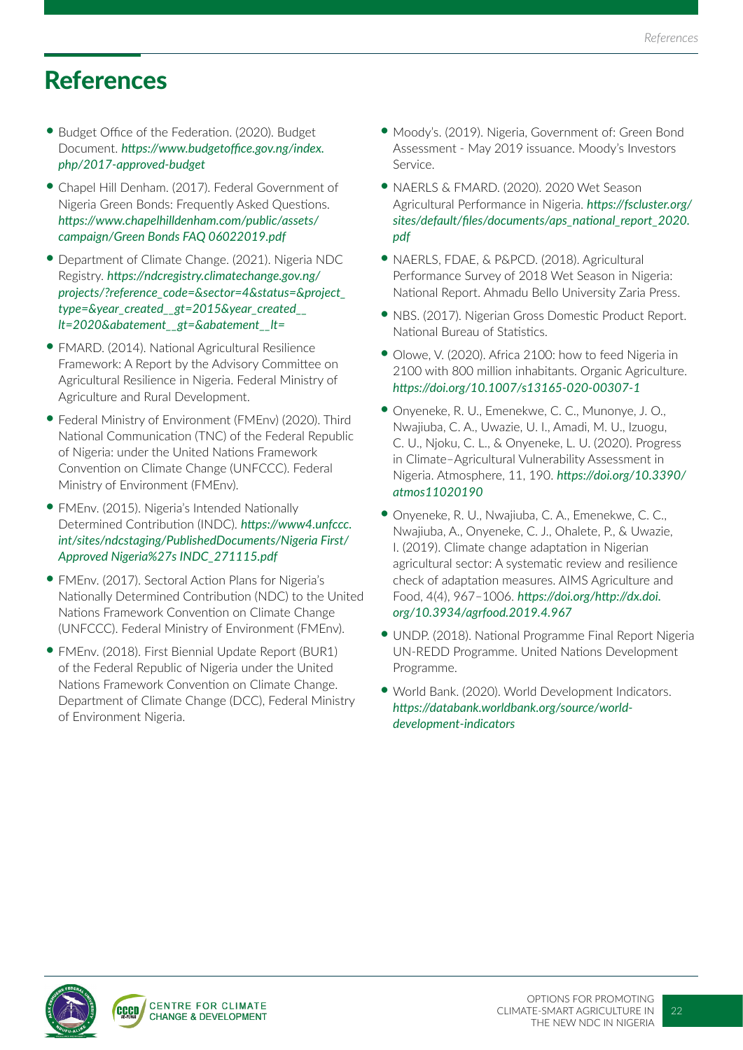# References

- Budget Office of the Federation. (2020). Budget Document. *https://www.budgetoffice.gov.ng/index.php/2017-approved-budget*
- Chapel Hill Denham. (2017). Federal Government of Nigeria Green Bonds: Frequently Asked Questions. *https://www.chapelhilldenham.com/public/assets/campaign/Green Bonds FAQ 06022019.pdf*
- Department of Climate Change. (2021). Nigeria NDC Registry. *https://ndcregistry.climatechange.gov.ng/projects/?reference_code=&sector=4&status=&project_type=&year_created__gt=2015&year_created__lt=2020&abatement__gt=&abatement__lt=*
- FMARD. (2014). National Agricultural Resilience Framework: A Report by the Advisory Committee on Agricultural Resilience in Nigeria. Federal Ministry of Agriculture and Rural Development.
- Federal Ministry of Environment (FMEnv) (2020). Third National Communication (TNC) of the Federal Republic of Nigeria: under the United Nations Framework Convention on Climate Change (UNFCCC). Federal Ministry of Environment (FMEnv).
- FMEnv. (2015). Nigeria's Intended Nationally Determined Contribution (INDC). *https://www4.unfccc.int/sites/ndcstaging/PublishedDocuments/Nigeria First/Approved Nigeria%27s INDC_271115.pdf*
- FMEnv. (2017). Sectoral Action Plans for Nigeria's Nationally Determined Contribution (NDC) to the United Nations Framework Convention on Climate Change (UNFCCC). Federal Ministry of Environment (FMEnv).
- FMEnv. (2018). First Biennial Update Report (BUR1) of the Federal Republic of Nigeria under the United Nations Framework Convention on Climate Change. Department of Climate Change (DCC), Federal Ministry of Environment Nigeria.
- Moody's. (2019). Nigeria, Government of: Green Bond Assessment - May 2019 issuance. Moody's Investors Service.
- NAERLS & FMARD. (2020). 2020 Wet Season Agricultural Performance in Nigeria. *https://fscluster.org/sites/default/files/documents/aps_national_report_2020.pdf*
- NAERLS, FDAE, & P&PCD. (2018). Agricultural Performance Survey of 2018 Wet Season in Nigeria: National Report. Ahmadu Bello University Zaria Press.
- NBS. (2017). Nigerian Gross Domestic Product Report. National Bureau of Statistics.
- Olowe, V. (2020). Africa 2100: how to feed Nigeria in 2100 with 800 million inhabitants. Organic Agriculture. *https://doi.org/10.1007/s13165-020-00307-1*
- Onyeneke, R. U., Emenekwe, C. C., Munonye, J. O., Nwajiuba, C. A., Uwazie, U. I., Amadi, M. U., Izuogu, C. U., Njoku, C. L., & Onyeneke, L. U. (2020). Progress in Climate–Agricultural Vulnerability Assessment in Nigeria. Atmosphere, 11, 190. *https://doi.org/10.3390/atmos11020190*
- Onyeneke, R. U., Nwajiuba, C. A., Emenekwe, C. C., Nwajiuba, A., Onyeneke, C. J., Ohalete, P., & Uwazie, I. (2019). Climate change adaptation in Nigerian agricultural sector: A systematic review and resilience check of adaptation measures. AIMS Agriculture and Food, 4(4), 967–1006. *https://doi.org/http://dx.doi.org/10.3934/agrfood.2019.4.967*
- UNDP. (2018). National Programme Final Report Nigeria UN-REDD Programme. United Nations Development Programme.
- World Bank. (2020). World Development Indicators. *https://databank.worldbank.org/source/world-development-indicators*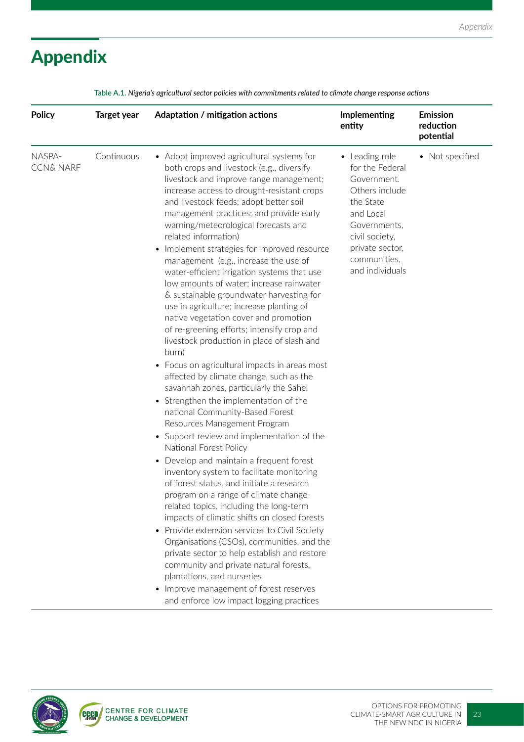# Appendix

Table A.1. *Nigeria's agricultural sector policies with commitments related to climate change response actions*

| Policy | Target year | Adaptation / mitigation actions | Implementing entity | Emission reduction potential |
|---|---|---|---|---|
| NASPA-CCN& NARF | Continuous | • Adopt improved agricultural systems for both crops and livestock (e.g., diversify livestock and improve range management; increase access to drought-resistant crops and livestock feeds; adopt better soil management practices; and provide early warning/meteorological forecasts and related information)<br>• Implement strategies for improved resource management (e.g., increase the use of water-efficient irrigation systems that use low amounts of water; increase rainwater & sustainable groundwater harvesting for use in agriculture; increase planting of native vegetation cover and promotion of re-greening efforts; intensify crop and livestock production in place of slash and burn)<br>• Focus on agricultural impacts in areas most affected by climate change, such as the savannah zones, particularly the Sahel<br>• Strengthen the implementation of the national Community-Based Forest Resources Management Program<br>• Support review and implementation of the National Forest Policy<br>• Develop and maintain a frequent forest inventory system to facilitate monitoring of forest status, and initiate a research program on a range of climate change-related topics, including the long-term impacts of climatic shifts on closed forests<br>• Provide extension services to Civil Society Organisations (CSOs), communities, and the private sector to help establish and restore community and private natural forests, plantations, and nurseries<br>• Improve management of forest reserves and enforce low impact logging practices | • Leading role for the Federal Government. Others include the State and Local Governments, civil society, private sector, communities, and individuals | • Not specified |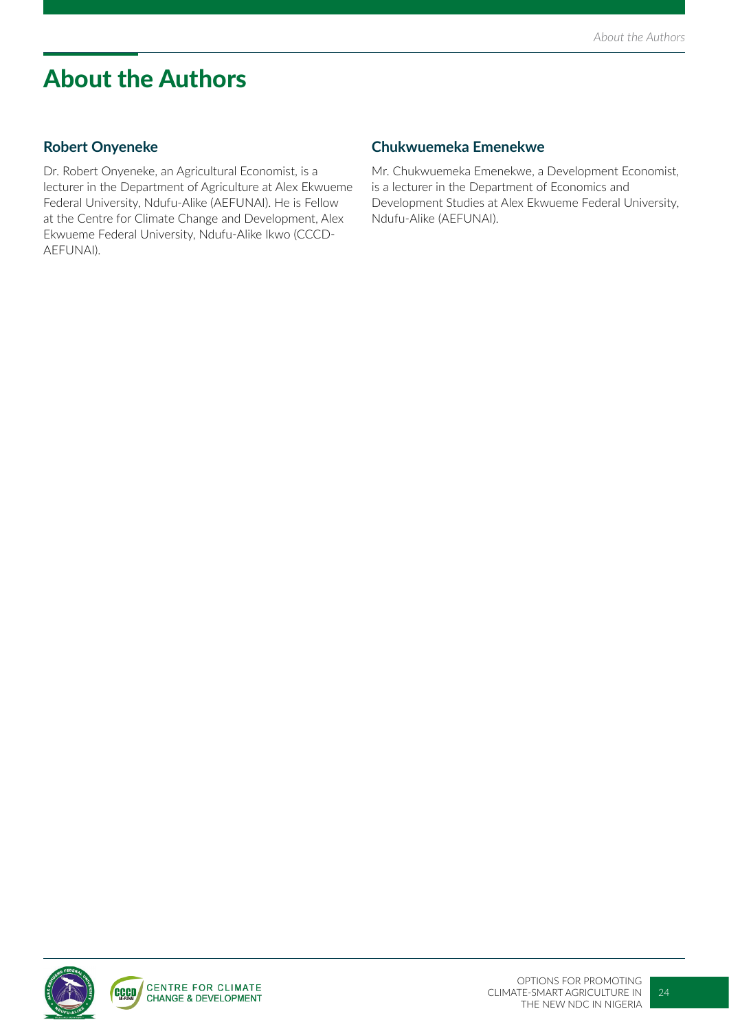# About the Authors

### Robert Onyeneke

Dr. Robert Onyeneke, an Agricultural Economist, is a lecturer in the Department of Agriculture at Alex Ekwueme Federal University, Ndufu-Alike (AEFUNAI). He is Fellow at the Centre for Climate Change and Development, Alex Ekwueme Federal University, Ndufu-Alike Ikwo (CCCD-AEFUNAI).

### Chukwuemeka Emenekwe

Mr. Chukwuemeka Emenekwe, a Development Economist, is a lecturer in the Department of Economics and Development Studies at Alex Ekwueme Federal University, Ndufu-Alike (AEFUNAI).